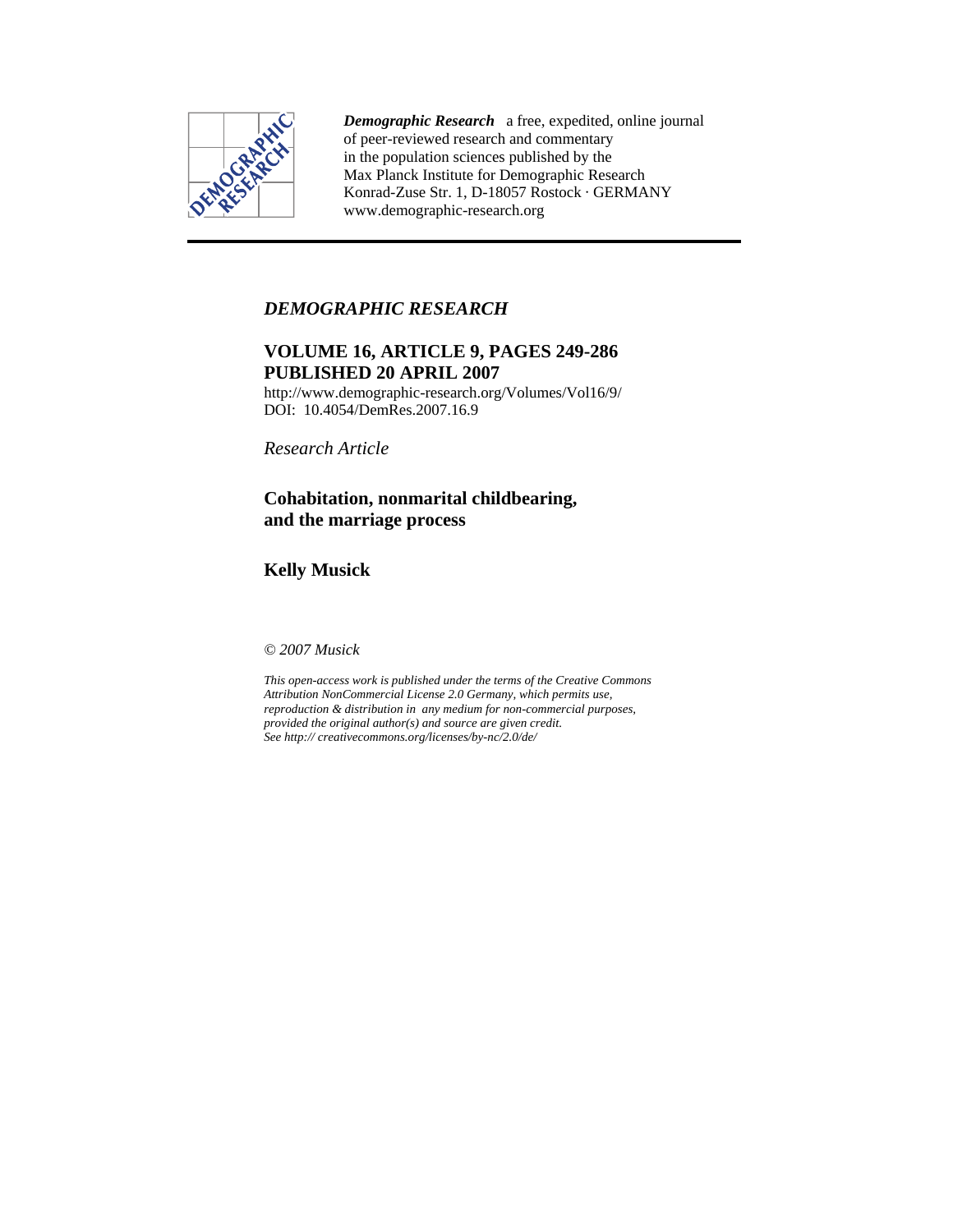***Demographic Research*** a free, expedited, online journal of peer-reviewed research and commentary in the population sciences published by the Max Planck Institute for Demographic Research
Konrad-Zuse Str. 1, D-18057 Rostock · GERMANY
www.demographic-research.org

---

*DEMOGRAPHIC RESEARCH*

**VOLUME 16, ARTICLE 9, PAGES 249-286**
**PUBLISHED 20 APRIL 2007**

http://www.demographic-research.org/Volumes/Vol16/9/
DOI: 10.4054/DemRes.2007.16.9

*Research Article*

# Cohabitation, nonmarital childbearing, and the marriage process

**Kelly Musick**

*© 2007 Musick*

*This open-access work is published under the terms of the Creative Commons Attribution NonCommercial License 2.0 Germany, which permits use, reproduction & distribution in any medium for non-commercial purposes, provided the original author(s) and source are given credit.*
*See http:// creativecommons.org/licenses/by-nc/2.0/de/*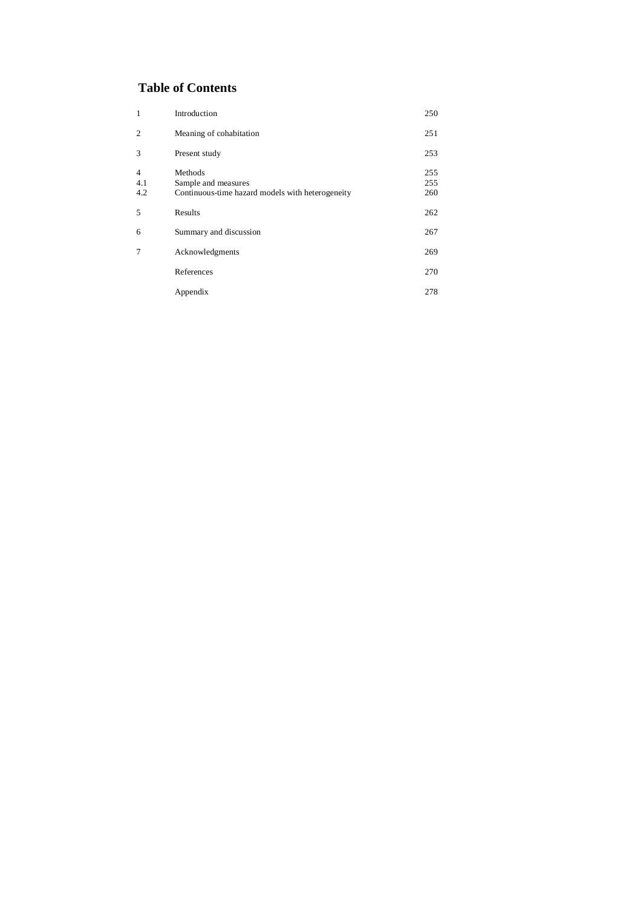## Table of Contents

| | | |
|---|---|---|
| 1 | Introduction | 250 |
| 2 | Meaning of cohabitation | 251 |
| 3 | Present study | 253 |
| 4 | Methods | 255 |
| 4.1 | Sample and measures | 255 |
| 4.2 | Continuous-time hazard models with heterogeneity | 260 |
| 5 | Results | 262 |
| 6 | Summary and discussion | 267 |
| 7 | Acknowledgments | 269 |
| | References | 270 |
| | Appendix | 278 |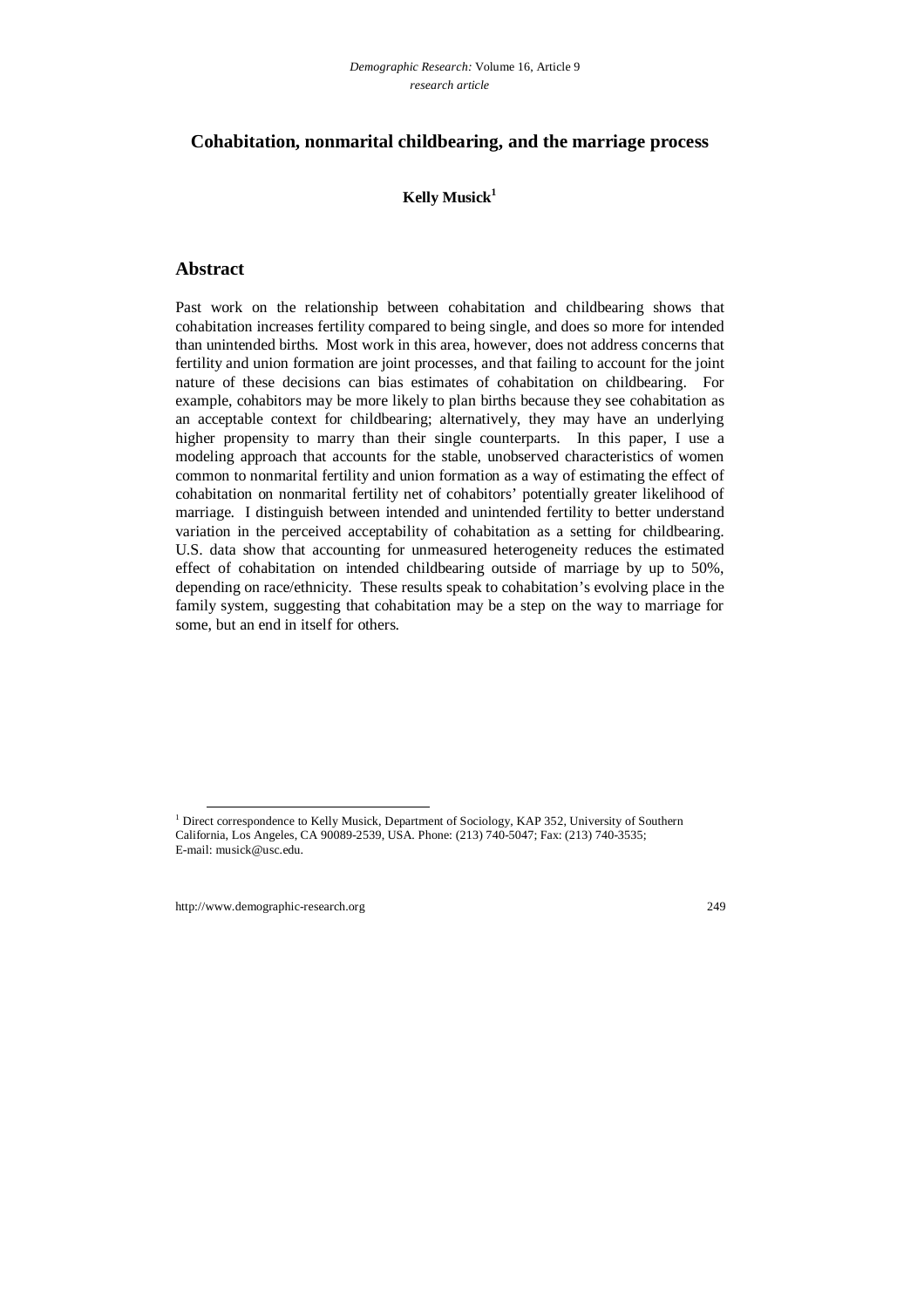# Cohabitation, nonmarital childbearing, and the marriage process

**Kelly Musick[1]**

## Abstract

Past work on the relationship between cohabitation and childbearing shows that cohabitation increases fertility compared to being single, and does so more for intended than unintended births. Most work in this area, however, does not address concerns that fertility and union formation are joint processes, and that failing to account for the joint nature of these decisions can bias estimates of cohabitation on childbearing. For example, cohabitors may be more likely to plan births because they see cohabitation as an acceptable context for childbearing; alternatively, they may have an underlying higher propensity to marry than their single counterparts. In this paper, I use a modeling approach that accounts for the stable, unobserved characteristics of women common to nonmarital fertility and union formation as a way of estimating the effect of cohabitation on nonmarital fertility net of cohabitors' potentially greater likelihood of marriage. I distinguish between intended and unintended fertility to better understand variation in the perceived acceptability of cohabitation as a setting for childbearing. U.S. data show that accounting for unmeasured heterogeneity reduces the estimated effect of cohabitation on intended childbearing outside of marriage by up to 50%, depending on race/ethnicity. These results speak to cohabitation's evolving place in the family system, suggesting that cohabitation may be a step on the way to marriage for some, but an end in itself for others.

[1] Direct correspondence to Kelly Musick, Department of Sociology, KAP 352, University of Southern California, Los Angeles, CA 90089-2539, USA. Phone: (213) 740-5047; Fax: (213) 740-3535; E-mail: musick@usc.edu.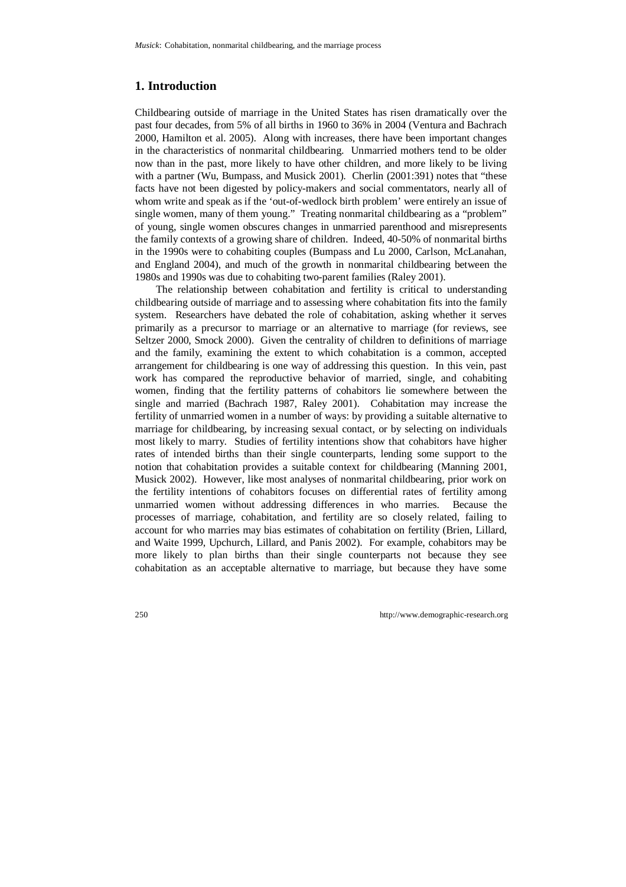## 1. Introduction

Childbearing outside of marriage in the United States has risen dramatically over the past four decades, from 5% of all births in 1960 to 36% in 2004 (Ventura and Bachrach 2000, Hamilton et al. 2005). Along with increases, there have been important changes in the characteristics of nonmarital childbearing. Unmarried mothers tend to be older now than in the past, more likely to have other children, and more likely to be living with a partner (Wu, Bumpass, and Musick 2001). Cherlin (2001:391) notes that "these facts have not been digested by policy-makers and social commentators, nearly all of whom write and speak as if the 'out-of-wedlock birth problem' were entirely an issue of single women, many of them young." Treating nonmarital childbearing as a "problem" of young, single women obscures changes in unmarried parenthood and misrepresents the family contexts of a growing share of children. Indeed, 40-50% of nonmarital births in the 1990s were to cohabiting couples (Bumpass and Lu 2000, Carlson, McLanahan, and England 2004), and much of the growth in nonmarital childbearing between the 1980s and 1990s was due to cohabiting two-parent families (Raley 2001).

The relationship between cohabitation and fertility is critical to understanding childbearing outside of marriage and to assessing where cohabitation fits into the family system. Researchers have debated the role of cohabitation, asking whether it serves primarily as a precursor to marriage or an alternative to marriage (for reviews, see Seltzer 2000, Smock 2000). Given the centrality of children to definitions of marriage and the family, examining the extent to which cohabitation is a common, accepted arrangement for childbearing is one way of addressing this question. In this vein, past work has compared the reproductive behavior of married, single, and cohabiting women, finding that the fertility patterns of cohabitors lie somewhere between the single and married (Bachrach 1987, Raley 2001). Cohabitation may increase the fertility of unmarried women in a number of ways: by providing a suitable alternative to marriage for childbearing, by increasing sexual contact, or by selecting on individuals most likely to marry. Studies of fertility intentions show that cohabitors have higher rates of intended births than their single counterparts, lending some support to the notion that cohabitation provides a suitable context for childbearing (Manning 2001, Musick 2002). However, like most analyses of nonmarital childbearing, prior work on the fertility intentions of cohabitors focuses on differential rates of fertility among unmarried women without addressing differences in who marries. Because the processes of marriage, cohabitation, and fertility are so closely related, failing to account for who marries may bias estimates of cohabitation on fertility (Brien, Lillard, and Waite 1999, Upchurch, Lillard, and Panis 2002). For example, cohabitors may be more likely to plan births than their single counterparts not because they see cohabitation as an acceptable alternative to marriage, but because they have some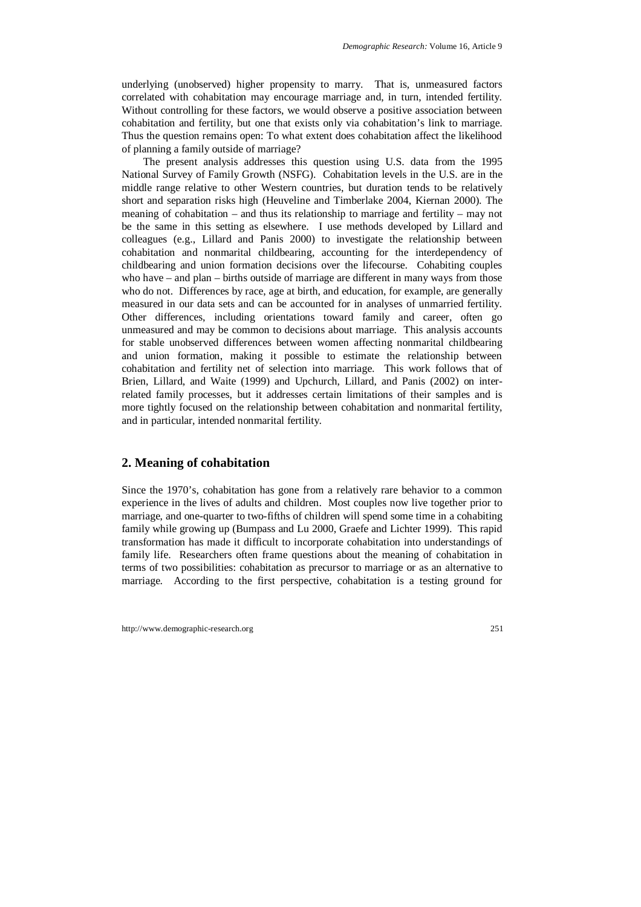underlying (unobserved) higher propensity to marry. That is, unmeasured factors correlated with cohabitation may encourage marriage and, in turn, intended fertility. Without controlling for these factors, we would observe a positive association between cohabitation and fertility, but one that exists only via cohabitation's link to marriage. Thus the question remains open: To what extent does cohabitation affect the likelihood of planning a family outside of marriage?

The present analysis addresses this question using U.S. data from the 1995 National Survey of Family Growth (NSFG). Cohabitation levels in the U.S. are in the middle range relative to other Western countries, but duration tends to be relatively short and separation risks high (Heuveline and Timberlake 2004, Kiernan 2000). The meaning of cohabitation – and thus its relationship to marriage and fertility – may not be the same in this setting as elsewhere. I use methods developed by Lillard and colleagues (e.g., Lillard and Panis 2000) to investigate the relationship between cohabitation and nonmarital childbearing, accounting for the interdependency of childbearing and union formation decisions over the lifecourse. Cohabiting couples who have – and plan – births outside of marriage are different in many ways from those who do not. Differences by race, age at birth, and education, for example, are generally measured in our data sets and can be accounted for in analyses of unmarried fertility. Other differences, including orientations toward family and career, often go unmeasured and may be common to decisions about marriage. This analysis accounts for stable unobserved differences between women affecting nonmarital childbearing and union formation, making it possible to estimate the relationship between cohabitation and fertility net of selection into marriage. This work follows that of Brien, Lillard, and Waite (1999) and Upchurch, Lillard, and Panis (2002) on inter-related family processes, but it addresses certain limitations of their samples and is more tightly focused on the relationship between cohabitation and nonmarital fertility, and in particular, intended nonmarital fertility.

## 2. Meaning of cohabitation

Since the 1970's, cohabitation has gone from a relatively rare behavior to a common experience in the lives of adults and children. Most couples now live together prior to marriage, and one-quarter to two-fifths of children will spend some time in a cohabiting family while growing up (Bumpass and Lu 2000, Graefe and Lichter 1999). This rapid transformation has made it difficult to incorporate cohabitation into understandings of family life. Researchers often frame questions about the meaning of cohabitation in terms of two possibilities: cohabitation as precursor to marriage or as an alternative to marriage. According to the first perspective, cohabitation is a testing ground for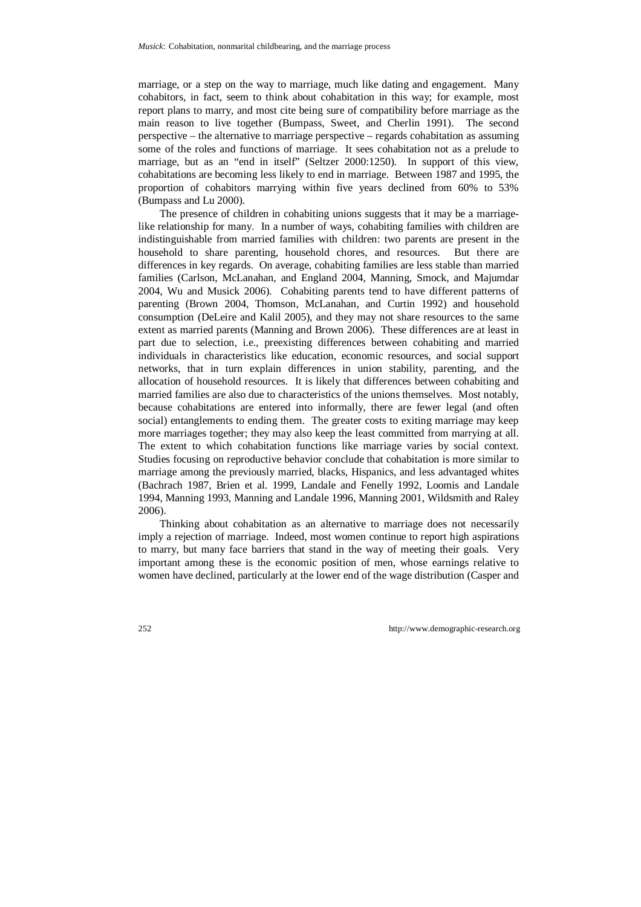marriage, or a step on the way to marriage, much like dating and engagement. Many cohabitors, in fact, seem to think about cohabitation in this way; for example, most report plans to marry, and most cite being sure of compatibility before marriage as the main reason to live together (Bumpass, Sweet, and Cherlin 1991). The second perspective – the alternative to marriage perspective – regards cohabitation as assuming some of the roles and functions of marriage. It sees cohabitation not as a prelude to marriage, but as an "end in itself" (Seltzer 2000:1250). In support of this view, cohabitations are becoming less likely to end in marriage. Between 1987 and 1995, the proportion of cohabitors marrying within five years declined from 60% to 53% (Bumpass and Lu 2000).

The presence of children in cohabiting unions suggests that it may be a marriage-like relationship for many. In a number of ways, cohabiting families with children are indistinguishable from married families with children: two parents are present in the household to share parenting, household chores, and resources. But there are differences in key regards. On average, cohabiting families are less stable than married families (Carlson, McLanahan, and England 2004, Manning, Smock, and Majumdar 2004, Wu and Musick 2006). Cohabiting parents tend to have different patterns of parenting (Brown 2004, Thomson, McLanahan, and Curtin 1992) and household consumption (DeLeire and Kalil 2005), and they may not share resources to the same extent as married parents (Manning and Brown 2006). These differences are at least in part due to selection, i.e., preexisting differences between cohabiting and married individuals in characteristics like education, economic resources, and social support networks, that in turn explain differences in union stability, parenting, and the allocation of household resources. It is likely that differences between cohabiting and married families are also due to characteristics of the unions themselves. Most notably, because cohabitations are entered into informally, there are fewer legal (and often social) entanglements to ending them. The greater costs to exiting marriage may keep more marriages together; they may also keep the least committed from marrying at all. The extent to which cohabitation functions like marriage varies by social context. Studies focusing on reproductive behavior conclude that cohabitation is more similar to marriage among the previously married, blacks, Hispanics, and less advantaged whites (Bachrach 1987, Brien et al. 1999, Landale and Fenelly 1992, Loomis and Landale 1994, Manning 1993, Manning and Landale 1996, Manning 2001, Wildsmith and Raley 2006).

Thinking about cohabitation as an alternative to marriage does not necessarily imply a rejection of marriage. Indeed, most women continue to report high aspirations to marry, but many face barriers that stand in the way of meeting their goals. Very important among these is the economic position of men, whose earnings relative to women have declined, particularly at the lower end of the wage distribution (Casper and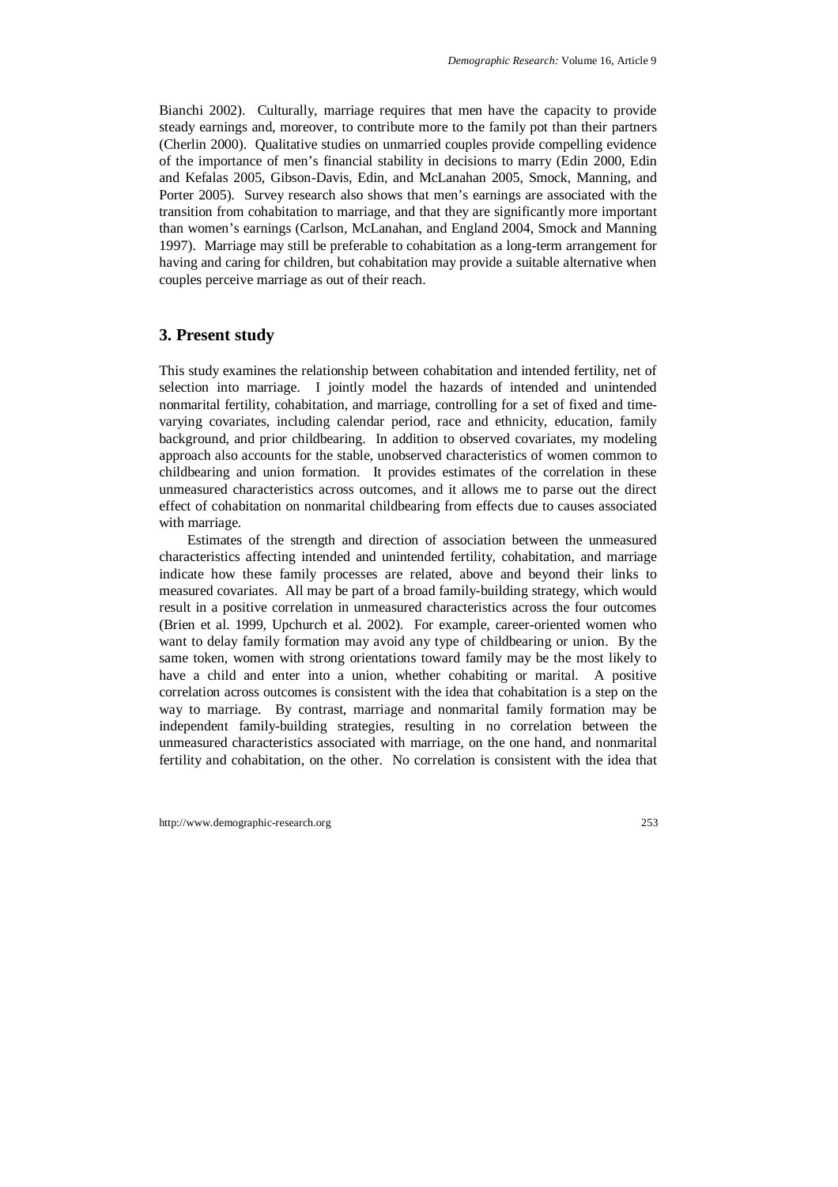Bianchi 2002). Culturally, marriage requires that men have the capacity to provide steady earnings and, moreover, to contribute more to the family pot than their partners (Cherlin 2000). Qualitative studies on unmarried couples provide compelling evidence of the importance of men's financial stability in decisions to marry (Edin 2000, Edin and Kefalas 2005, Gibson-Davis, Edin, and McLanahan 2005, Smock, Manning, and Porter 2005). Survey research also shows that men's earnings are associated with the transition from cohabitation to marriage, and that they are significantly more important than women's earnings (Carlson, McLanahan, and England 2004, Smock and Manning 1997). Marriage may still be preferable to cohabitation as a long-term arrangement for having and caring for children, but cohabitation may provide a suitable alternative when couples perceive marriage as out of their reach.

## 3. Present study

This study examines the relationship between cohabitation and intended fertility, net of selection into marriage. I jointly model the hazards of intended and unintended nonmarital fertility, cohabitation, and marriage, controlling for a set of fixed and time-varying covariates, including calendar period, race and ethnicity, education, family background, and prior childbearing. In addition to observed covariates, my modeling approach also accounts for the stable, unobserved characteristics of women common to childbearing and union formation. It provides estimates of the correlation in these unmeasured characteristics across outcomes, and it allows me to parse out the direct effect of cohabitation on nonmarital childbearing from effects due to causes associated with marriage.

Estimates of the strength and direction of association between the unmeasured characteristics affecting intended and unintended fertility, cohabitation, and marriage indicate how these family processes are related, above and beyond their links to measured covariates. All may be part of a broad family-building strategy, which would result in a positive correlation in unmeasured characteristics across the four outcomes (Brien et al. 1999, Upchurch et al. 2002). For example, career-oriented women who want to delay family formation may avoid any type of childbearing or union. By the same token, women with strong orientations toward family may be the most likely to have a child and enter into a union, whether cohabiting or marital. A positive correlation across outcomes is consistent with the idea that cohabitation is a step on the way to marriage. By contrast, marriage and nonmarital family formation may be independent family-building strategies, resulting in no correlation between the unmeasured characteristics associated with marriage, on the one hand, and nonmarital fertility and cohabitation, on the other. No correlation is consistent with the idea that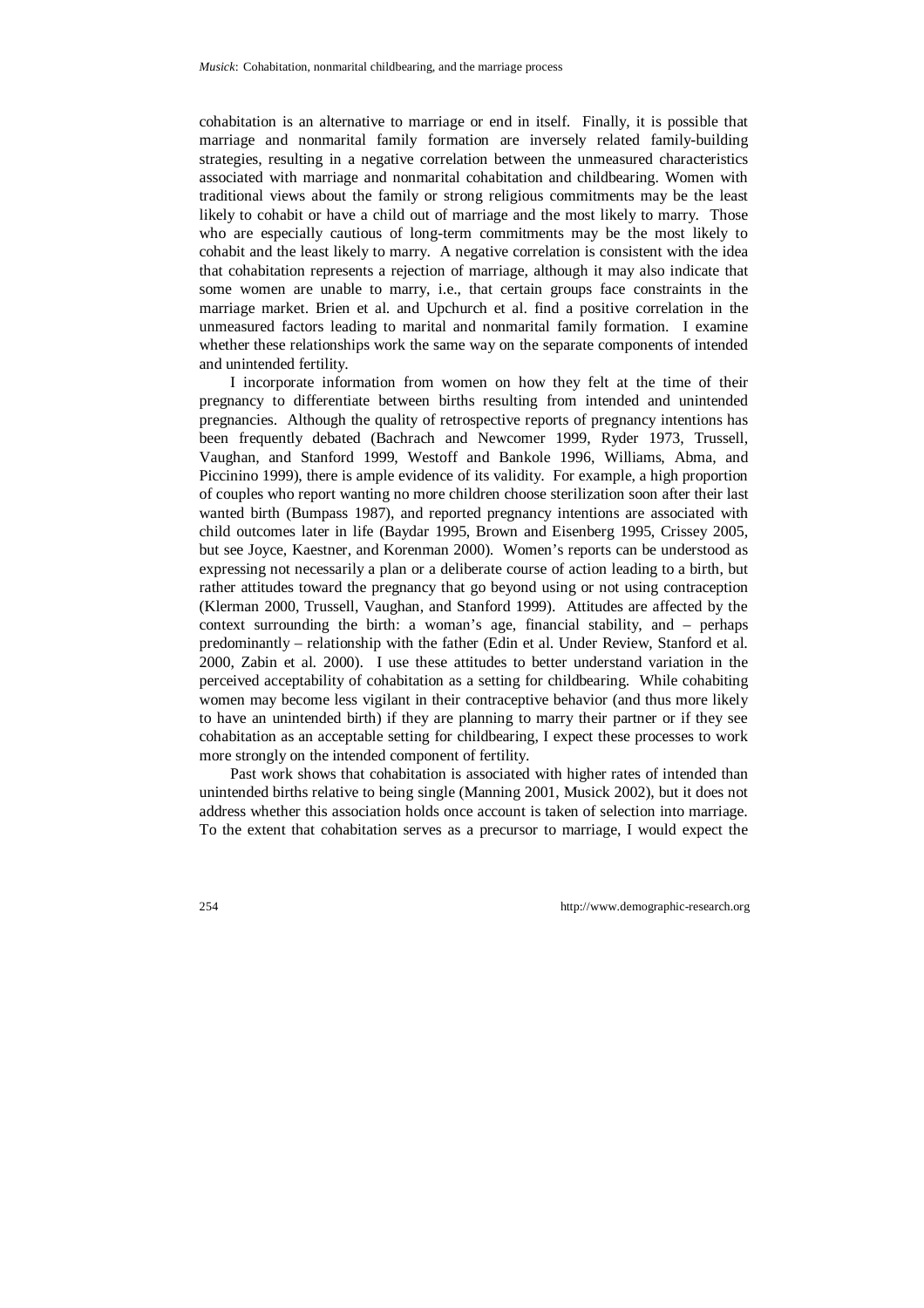cohabitation is an alternative to marriage or end in itself. Finally, it is possible that marriage and nonmarital family formation are inversely related family-building strategies, resulting in a negative correlation between the unmeasured characteristics associated with marriage and nonmarital cohabitation and childbearing. Women with traditional views about the family or strong religious commitments may be the least likely to cohabit or have a child out of marriage and the most likely to marry. Those who are especially cautious of long-term commitments may be the most likely to cohabit and the least likely to marry. A negative correlation is consistent with the idea that cohabitation represents a rejection of marriage, although it may also indicate that some women are unable to marry, i.e., that certain groups face constraints in the marriage market. Brien et al. and Upchurch et al. find a positive correlation in the unmeasured factors leading to marital and nonmarital family formation. I examine whether these relationships work the same way on the separate components of intended and unintended fertility.

I incorporate information from women on how they felt at the time of their pregnancy to differentiate between births resulting from intended and unintended pregnancies. Although the quality of retrospective reports of pregnancy intentions has been frequently debated (Bachrach and Newcomer 1999, Ryder 1973, Trussell, Vaughan, and Stanford 1999, Westoff and Bankole 1996, Williams, Abma, and Piccinino 1999), there is ample evidence of its validity. For example, a high proportion of couples who report wanting no more children choose sterilization soon after their last wanted birth (Bumpass 1987), and reported pregnancy intentions are associated with child outcomes later in life (Baydar 1995, Brown and Eisenberg 1995, Crissey 2005, but see Joyce, Kaestner, and Korenman 2000). Women's reports can be understood as expressing not necessarily a plan or a deliberate course of action leading to a birth, but rather attitudes toward the pregnancy that go beyond using or not using contraception (Klerman 2000, Trussell, Vaughan, and Stanford 1999). Attitudes are affected by the context surrounding the birth: a woman's age, financial stability, and – perhaps predominantly – relationship with the father (Edin et al. Under Review, Stanford et al. 2000, Zabin et al. 2000). I use these attitudes to better understand variation in the perceived acceptability of cohabitation as a setting for childbearing. While cohabiting women may become less vigilant in their contraceptive behavior (and thus more likely to have an unintended birth) if they are planning to marry their partner or if they see cohabitation as an acceptable setting for childbearing, I expect these processes to work more strongly on the intended component of fertility.

Past work shows that cohabitation is associated with higher rates of intended than unintended births relative to being single (Manning 2001, Musick 2002), but it does not address whether this association holds once account is taken of selection into marriage. To the extent that cohabitation serves as a precursor to marriage, I would expect the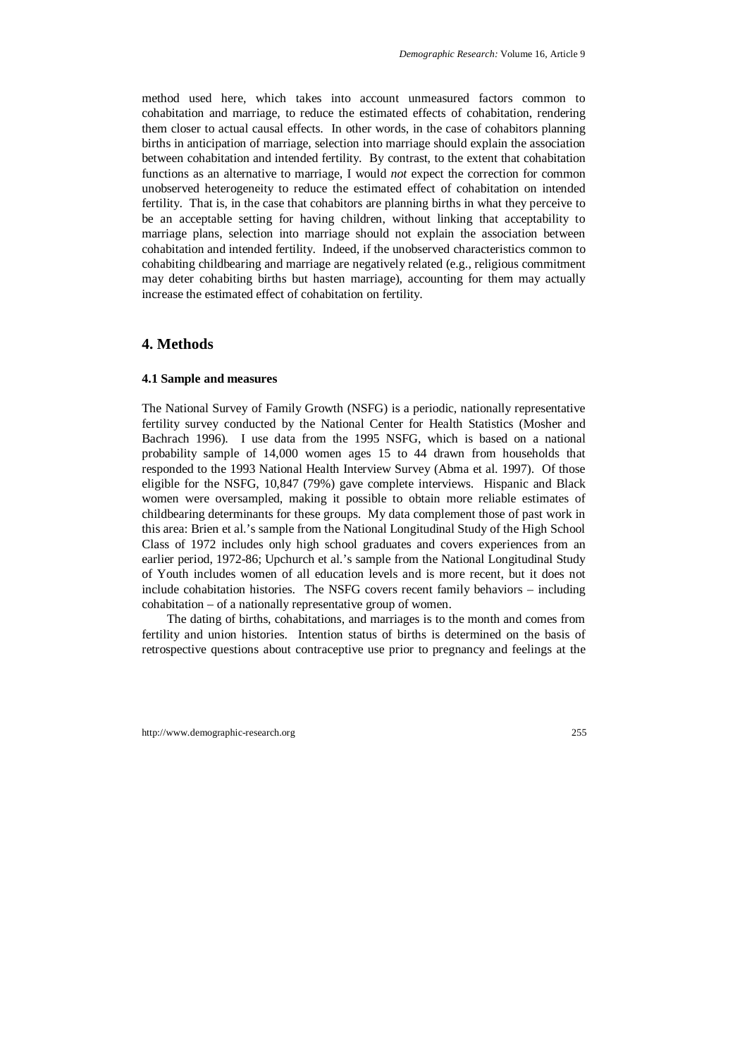method used here, which takes into account unmeasured factors common to cohabitation and marriage, to reduce the estimated effects of cohabitation, rendering them closer to actual causal effects. In other words, in the case of cohabitors planning births in anticipation of marriage, selection into marriage should explain the association between cohabitation and intended fertility. By contrast, to the extent that cohabitation functions as an alternative to marriage, I would *not* expect the correction for common unobserved heterogeneity to reduce the estimated effect of cohabitation on intended fertility. That is, in the case that cohabitors are planning births in what they perceive to be an acceptable setting for having children, without linking that acceptability to marriage plans, selection into marriage should not explain the association between cohabitation and intended fertility. Indeed, if the unobserved characteristics common to cohabiting childbearing and marriage are negatively related (e.g., religious commitment may deter cohabiting births but hasten marriage), accounting for them may actually increase the estimated effect of cohabitation on fertility.

## 4. Methods

### 4.1 Sample and measures

The National Survey of Family Growth (NSFG) is a periodic, nationally representative fertility survey conducted by the National Center for Health Statistics (Mosher and Bachrach 1996). I use data from the 1995 NSFG, which is based on a national probability sample of 14,000 women ages 15 to 44 drawn from households that responded to the 1993 National Health Interview Survey (Abma et al. 1997). Of those eligible for the NSFG, 10,847 (79%) gave complete interviews. Hispanic and Black women were oversampled, making it possible to obtain more reliable estimates of childbearing determinants for these groups. My data complement those of past work in this area: Brien et al.'s sample from the National Longitudinal Study of the High School Class of 1972 includes only high school graduates and covers experiences from an earlier period, 1972-86; Upchurch et al.'s sample from the National Longitudinal Study of Youth includes women of all education levels and is more recent, but it does not include cohabitation histories. The NSFG covers recent family behaviors – including cohabitation – of a nationally representative group of women.

The dating of births, cohabitations, and marriages is to the month and comes from fertility and union histories. Intention status of births is determined on the basis of retrospective questions about contraceptive use prior to pregnancy and feelings at the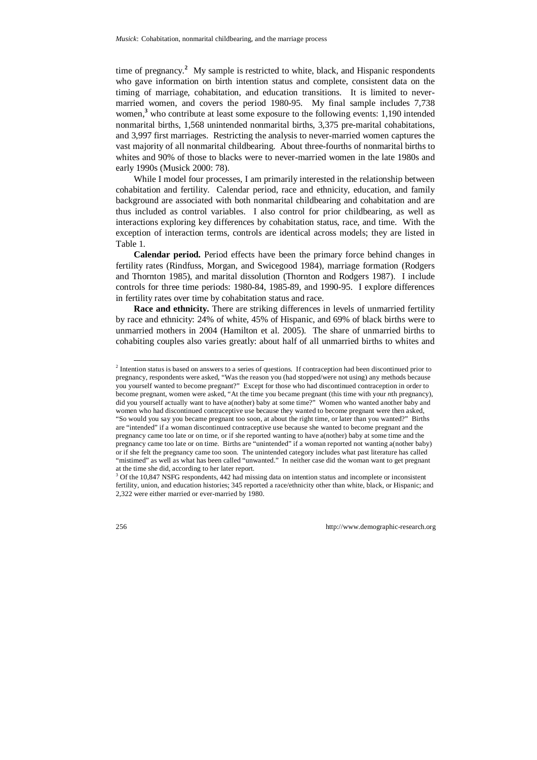time of pregnancy.[2] My sample is restricted to white, black, and Hispanic respondents who gave information on birth intention status and complete, consistent data on the timing of marriage, cohabitation, and education transitions. It is limited to never-married women, and covers the period 1980-95. My final sample includes 7,738 women,[3] who contribute at least some exposure to the following events: 1,190 intended nonmarital births, 1,568 unintended nonmarital births, 3,375 pre-marital cohabitations, and 3,997 first marriages. Restricting the analysis to never-married women captures the vast majority of all nonmarital childbearing. About three-fourths of nonmarital births to whites and 90% of those to blacks were to never-married women in the late 1980s and early 1990s (Musick 2000: 78).

While I model four processes, I am primarily interested in the relationship between cohabitation and fertility. Calendar period, race and ethnicity, education, and family background are associated with both nonmarital childbearing and cohabitation and are thus included as control variables. I also control for prior childbearing, as well as interactions exploring key differences by cohabitation status, race, and time. With the exception of interaction terms, controls are identical across models; they are listed in Table 1.

**Calendar period.** Period effects have been the primary force behind changes in fertility rates (Rindfuss, Morgan, and Swicegood 1984), marriage formation (Rodgers and Thornton 1985), and marital dissolution (Thornton and Rodgers 1987). I include controls for three time periods: 1980-84, 1985-89, and 1990-95. I explore differences in fertility rates over time by cohabitation status and race.

**Race and ethnicity.** There are striking differences in levels of unmarried fertility by race and ethnicity: 24% of white, 45% of Hispanic, and 69% of black births were to unmarried mothers in 2004 (Hamilton et al. 2005). The share of unmarried births to cohabiting couples also varies greatly: about half of all unmarried births to whites and

---

[2] Intention status is based on answers to a series of questions. If contraception had been discontinued prior to pregnancy, respondents were asked, "Was the reason you (had stopped/were not using) any methods because you yourself wanted to become pregnant?" Except for those who had discontinued contraception in order to become pregnant, women were asked, "At the time you became pregnant (this time with your *n*th pregnancy), did you yourself actually want to have a(nother) baby at some time?" Women who wanted another baby and women who had discontinued contraceptive use because they wanted to become pregnant were then asked, "So would you say you became pregnant too soon, at about the right time, or later than you wanted?" Births are "intended" if a woman discontinued contraceptive use because she wanted to become pregnant and the pregnancy came too late or on time, or if she reported wanting to have a(nother) baby at some time and the pregnancy came too late or on time. Births are "unintended" if a woman reported not wanting a(nother baby) or if she felt the pregnancy came too soon. The unintended category includes what past literature has called "mistimed" as well as what has been called "unwanted." In neither case did the woman want to get pregnant at the time she did, according to her later report.

[3] Of the 10,847 NSFG respondents, 442 had missing data on intention status and incomplete or inconsistent fertility, union, and education histories; 345 reported a race/ethnicity other than white, black, or Hispanic; and 2,322 were either married or ever-married by 1980.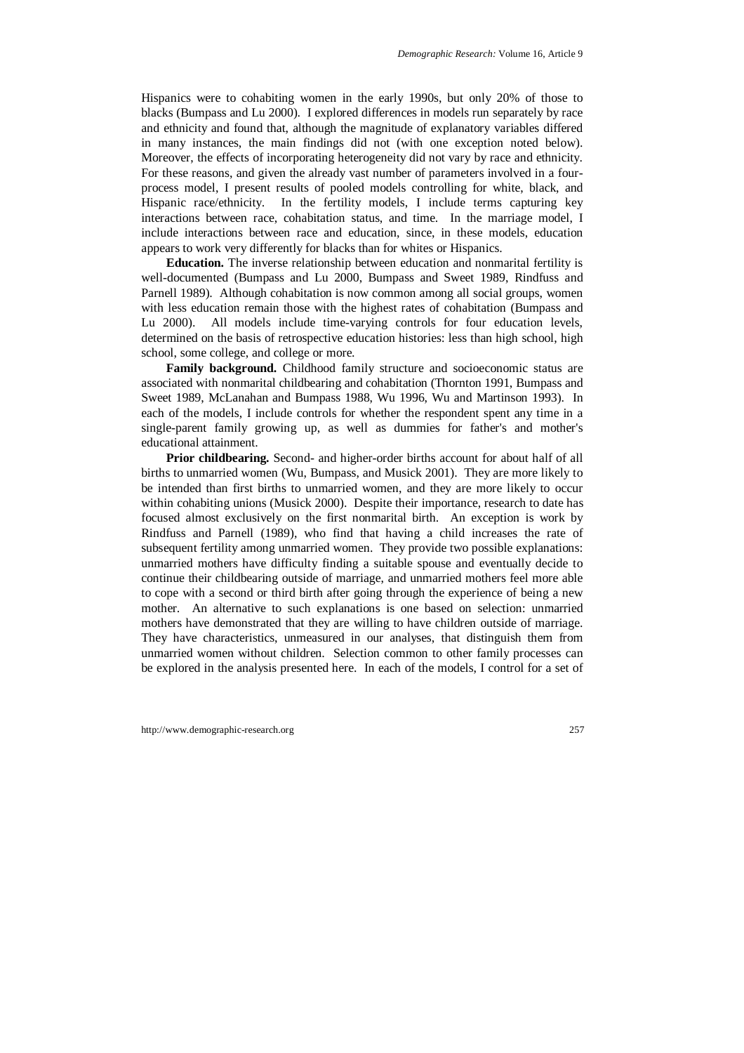Hispanics were to cohabiting women in the early 1990s, but only 20% of those to blacks (Bumpass and Lu 2000). I explored differences in models run separately by race and ethnicity and found that, although the magnitude of explanatory variables differed in many instances, the main findings did not (with one exception noted below). Moreover, the effects of incorporating heterogeneity did not vary by race and ethnicity. For these reasons, and given the already vast number of parameters involved in a four-process model, I present results of pooled models controlling for white, black, and Hispanic race/ethnicity. In the fertility models, I include terms capturing key interactions between race, cohabitation status, and time. In the marriage model, I include interactions between race and education, since, in these models, education appears to work very differently for blacks than for whites or Hispanics.

**Education.** The inverse relationship between education and nonmarital fertility is well-documented (Bumpass and Lu 2000, Bumpass and Sweet 1989, Rindfuss and Parnell 1989). Although cohabitation is now common among all social groups, women with less education remain those with the highest rates of cohabitation (Bumpass and Lu 2000). All models include time-varying controls for four education levels, determined on the basis of retrospective education histories: less than high school, high school, some college, and college or more.

**Family background.** Childhood family structure and socioeconomic status are associated with nonmarital childbearing and cohabitation (Thornton 1991, Bumpass and Sweet 1989, McLanahan and Bumpass 1988, Wu 1996, Wu and Martinson 1993). In each of the models, I include controls for whether the respondent spent any time in a single-parent family growing up, as well as dummies for father's and mother's educational attainment.

**Prior childbearing.** Second- and higher-order births account for about half of all births to unmarried women (Wu, Bumpass, and Musick 2001). They are more likely to be intended than first births to unmarried women, and they are more likely to occur within cohabiting unions (Musick 2000). Despite their importance, research to date has focused almost exclusively on the first nonmarital birth. An exception is work by Rindfuss and Parnell (1989), who find that having a child increases the rate of subsequent fertility among unmarried women. They provide two possible explanations: unmarried mothers have difficulty finding a suitable spouse and eventually decide to continue their childbearing outside of marriage, and unmarried mothers feel more able to cope with a second or third birth after going through the experience of being a new mother. An alternative to such explanations is one based on selection: unmarried mothers have demonstrated that they are willing to have children outside of marriage. They have characteristics, unmeasured in our analyses, that distinguish them from unmarried women without children. Selection common to other family processes can be explored in the analysis presented here. In each of the models, I control for a set of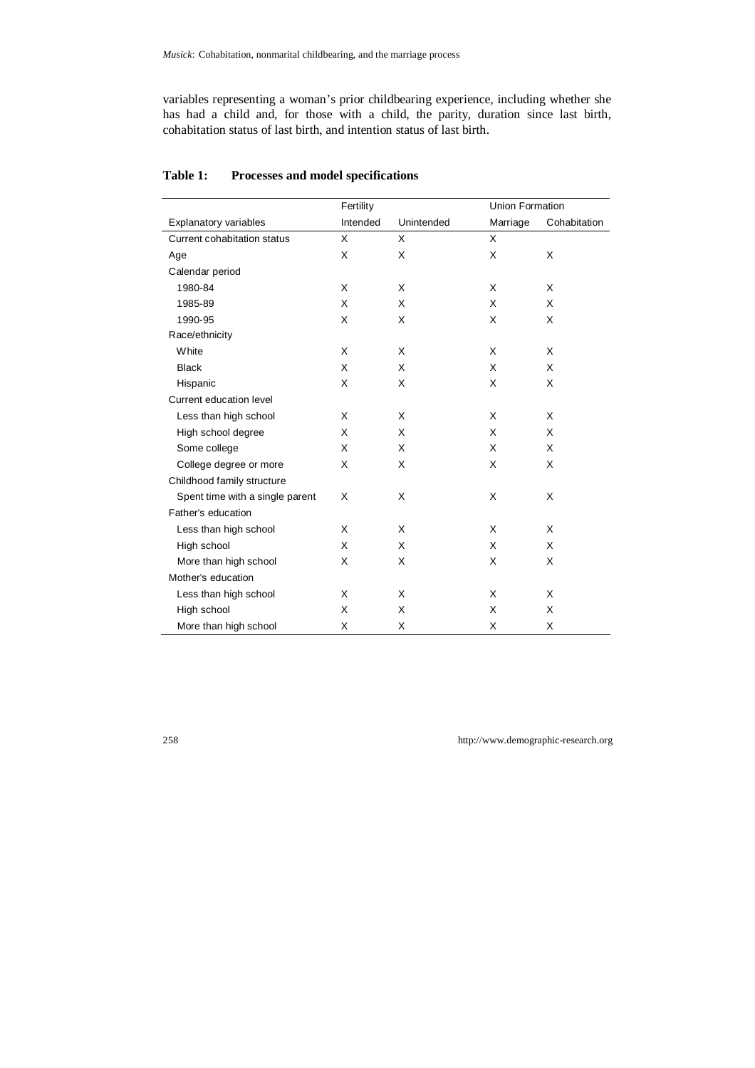variables representing a woman's prior childbearing experience, including whether she has had a child and, for those with a child, the parity, duration since last birth, cohabitation status of last birth, and intention status of last birth.

**Table 1: Processes and model specifications**

| | Fertility | | Union Formation | |
|---|---|---|---|---|
| Explanatory variables | Intended | Unintended | Marriage | Cohabitation |
| Current cohabitation status | X | X | X | |
| Age | X | X | X | X |
| Calendar period | | | | |
| 1980-84 | X | X | X | X |
| 1985-89 | X | X | X | X |
| 1990-95 | X | X | X | X |
| Race/ethnicity | | | | |
| White | X | X | X | X |
| Black | X | X | X | X |
| Hispanic | X | X | X | X |
| Current education level | | | | |
| Less than high school | X | X | X | X |
| High school degree | X | X | X | X |
| Some college | X | X | X | X |
| College degree or more | X | X | X | X |
| Childhood family structure | | | | |
| Spent time with a single parent | X | X | X | X |
| Father's education | | | | |
| Less than high school | X | X | X | X |
| High school | X | X | X | X |
| More than high school | X | X | X | X |
| Mother's education | | | | |
| Less than high school | X | X | X | X |
| High school | X | X | X | X |
| More than high school | X | X | X | X |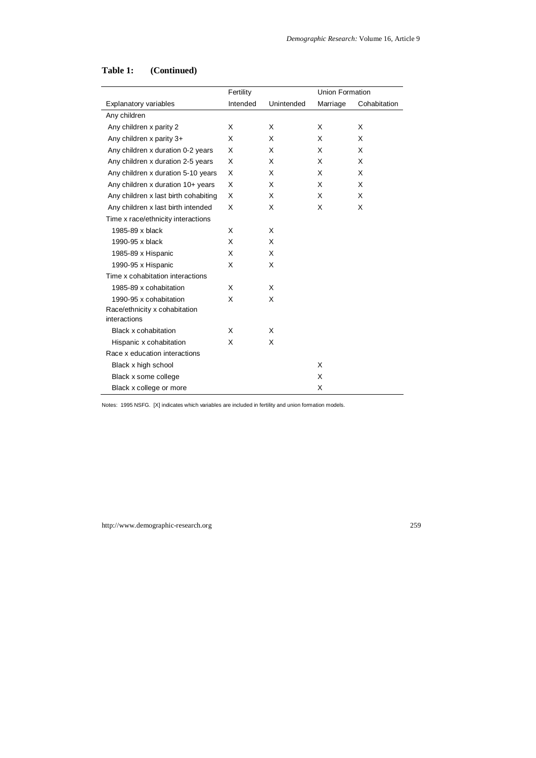**Table 1: (Continued)**

| | Fertility | | Union Formation | |
|---|---|---|---|---|
| Explanatory variables | Intended | Unintended | Marriage | Cohabitation |
| Any children | | | | |
| Any children x parity 2 | X | X | X | X |
| Any children x parity 3+ | X | X | X | X |
| Any children x duration 0-2 years | X | X | X | X |
| Any children x duration 2-5 years | X | X | X | X |
| Any children x duration 5-10 years | X | X | X | X |
| Any children x duration 10+ years | X | X | X | X |
| Any children x last birth cohabiting | X | X | X | X |
| Any children x last birth intended | X | X | X | X |
| Time x race/ethnicity interactions | | | | |
| 1985-89 x black | X | X | | |
| 1990-95 x black | X | X | | |
| 1985-89 x Hispanic | X | X | | |
| 1990-95 x Hispanic | X | X | | |
| Time x cohabitation interactions | | | | |
| 1985-89 x cohabitation | X | X | | |
| 1990-95 x cohabitation | X | X | | |
| Race/ethnicity x cohabitation interactions | | | | |
| Black x cohabitation | X | X | | |
| Hispanic x cohabitation | X | X | | |
| Race x education interactions | | | | |
| Black x high school | | | X | |
| Black x some college | | | X | |
| Black x college or more | | | X | |

Notes: 1995 NSFG. [X] indicates which variables are included in fertility and union formation models.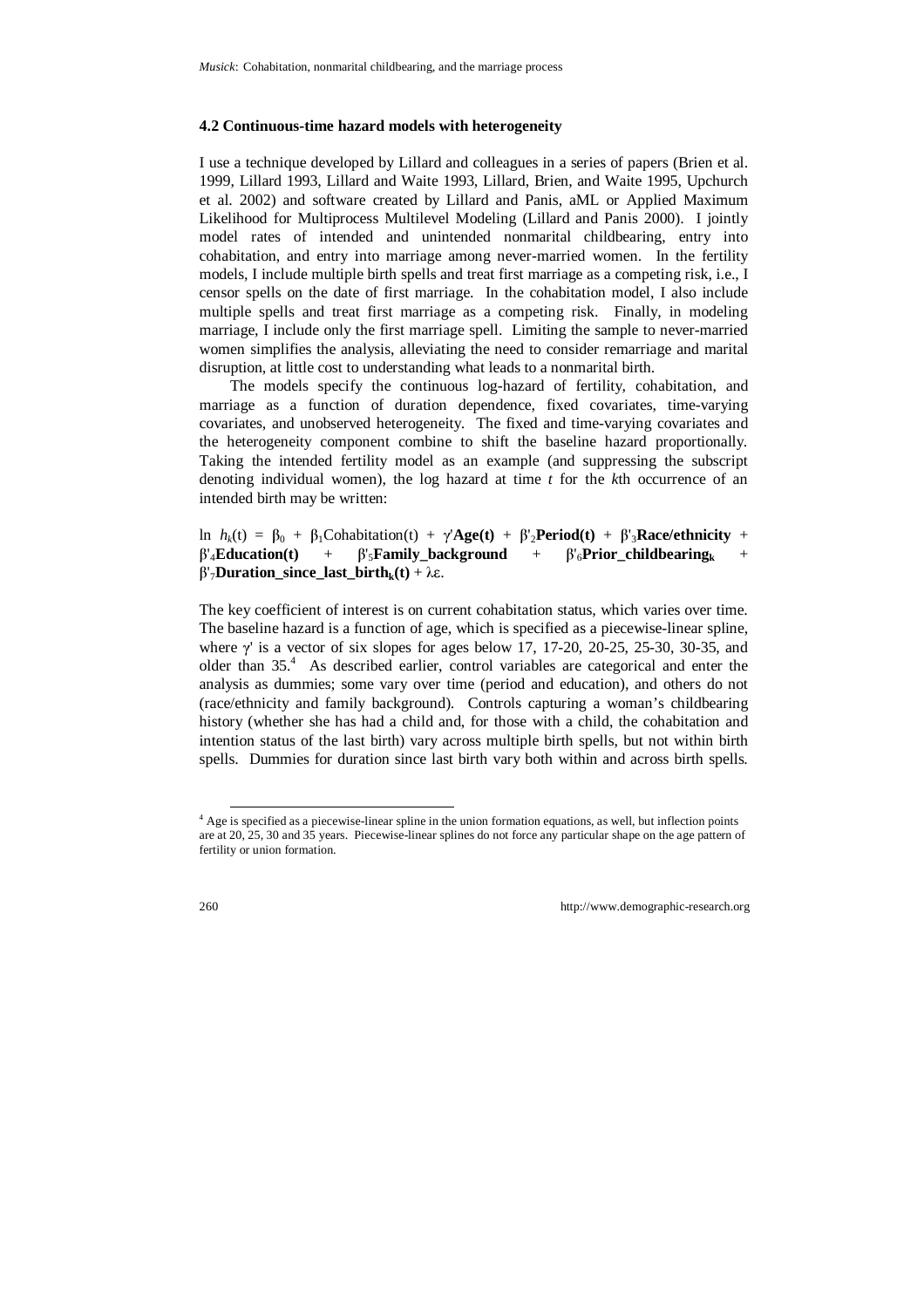### 4.2 Continuous-time hazard models with heterogeneity

I use a technique developed by Lillard and colleagues in a series of papers (Brien et al. 1999, Lillard 1993, Lillard and Waite 1993, Lillard, Brien, and Waite 1995, Upchurch et al. 2002) and software created by Lillard and Panis, aML or Applied Maximum Likelihood for Multiprocess Multilevel Modeling (Lillard and Panis 2000). I jointly model rates of intended and unintended nonmarital childbearing, entry into cohabitation, and entry into marriage among never-married women. In the fertility models, I include multiple birth spells and treat first marriage as a competing risk, i.e., I censor spells on the date of first marriage. In the cohabitation model, I also include multiple spells and treat first marriage as a competing risk. Finally, in modeling marriage, I include only the first marriage spell. Limiting the sample to never-married women simplifies the analysis, alleviating the need to consider remarriage and marital disruption, at little cost to understanding what leads to a nonmarital birth.

The models specify the continuous log-hazard of fertility, cohabitation, and marriage as a function of duration dependence, fixed covariates, time-varying covariates, and unobserved heterogeneity. The fixed and time-varying covariates and the heterogeneity component combine to shift the baseline hazard proportionally. Taking the intended fertility model as an example (and suppressing the subscript denoting individual women), the log hazard at time $t$ for the $k$th occurrence of an intended birth may be written:

$$\ln h_k(t) = \beta_0 + \beta_1 \text{Cohabitation}(t) + \gamma'\mathbf{Age(t)} + \beta'_2\mathbf{Period(t)} + \beta'_3\mathbf{Race/ethnicity} + \beta'_4\mathbf{Education(t)} + \beta'_5\mathbf{Family\_background} + \beta'_6\mathbf{Prior\_childbearing_k} + \beta'_7\mathbf{Duration\_since\_last\_birth_k(t)} + \lambda\varepsilon.$$

The key coefficient of interest is on current cohabitation status, which varies over time. The baseline hazard is a function of age, which is specified as a piecewise-linear spline, where $\gamma'$ is a vector of six slopes for ages below 17, 17-20, 20-25, 25-30, 30-35, and older than 35.[4] As described earlier, control variables are categorical and enter the analysis as dummies; some vary over time (period and education), and others do not (race/ethnicity and family background). Controls capturing a woman's childbearing history (whether she has had a child and, for those with a child, the cohabitation and intention status of the last birth) vary across multiple birth spells, but not within birth spells. Dummies for duration since last birth vary both within and across birth spells.

[4] Age is specified as a piecewise-linear spline in the union formation equations, as well, but inflection points are at 20, 25, 30 and 35 years. Piecewise-linear splines do not force any particular shape on the age pattern of fertility or union formation.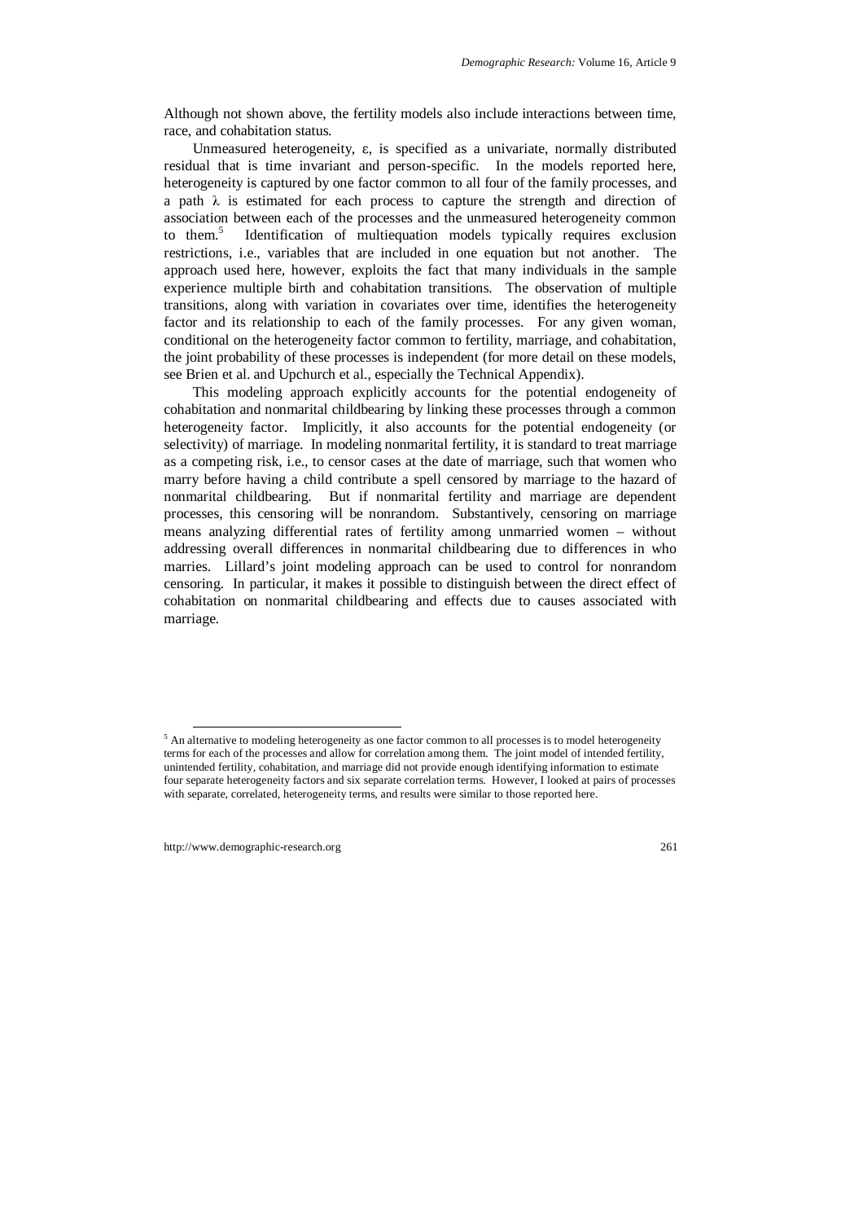Although not shown above, the fertility models also include interactions between time, race, and cohabitation status.

Unmeasured heterogeneity, $\varepsilon$, is specified as a univariate, normally distributed residual that is time invariant and person-specific. In the models reported here, heterogeneity is captured by one factor common to all four of the family processes, and a path $\lambda$ is estimated for each process to capture the strength and direction of association between each of the processes and the unmeasured heterogeneity common to them.[5] Identification of multiequation models typically requires exclusion restrictions, i.e., variables that are included in one equation but not another. The approach used here, however, exploits the fact that many individuals in the sample experience multiple birth and cohabitation transitions. The observation of multiple transitions, along with variation in covariates over time, identifies the heterogeneity factor and its relationship to each of the family processes. For any given woman, conditional on the heterogeneity factor common to fertility, marriage, and cohabitation, the joint probability of these processes is independent (for more detail on these models, see Brien et al. and Upchurch et al., especially the Technical Appendix).

This modeling approach explicitly accounts for the potential endogeneity of cohabitation and nonmarital childbearing by linking these processes through a common heterogeneity factor. Implicitly, it also accounts for the potential endogeneity (or selectivity) of marriage. In modeling nonmarital fertility, it is standard to treat marriage as a competing risk, i.e., to censor cases at the date of marriage, such that women who marry before having a child contribute a spell censored by marriage to the hazard of nonmarital childbearing. But if nonmarital fertility and marriage are dependent processes, this censoring will be nonrandom. Substantively, censoring on marriage means analyzing differential rates of fertility among unmarried women – without addressing overall differences in nonmarital childbearing due to differences in who marries. Lillard's joint modeling approach can be used to control for nonrandom censoring. In particular, it makes it possible to distinguish between the direct effect of cohabitation on nonmarital childbearing and effects due to causes associated with marriage.

---

[5] An alternative to modeling heterogeneity as one factor common to all processes is to model heterogeneity terms for each of the processes and allow for correlation among them. The joint model of intended fertility, unintended fertility, cohabitation, and marriage did not provide enough identifying information to estimate four separate heterogeneity factors and six separate correlation terms. However, I looked at pairs of processes with separate, correlated, heterogeneity terms, and results were similar to those reported here.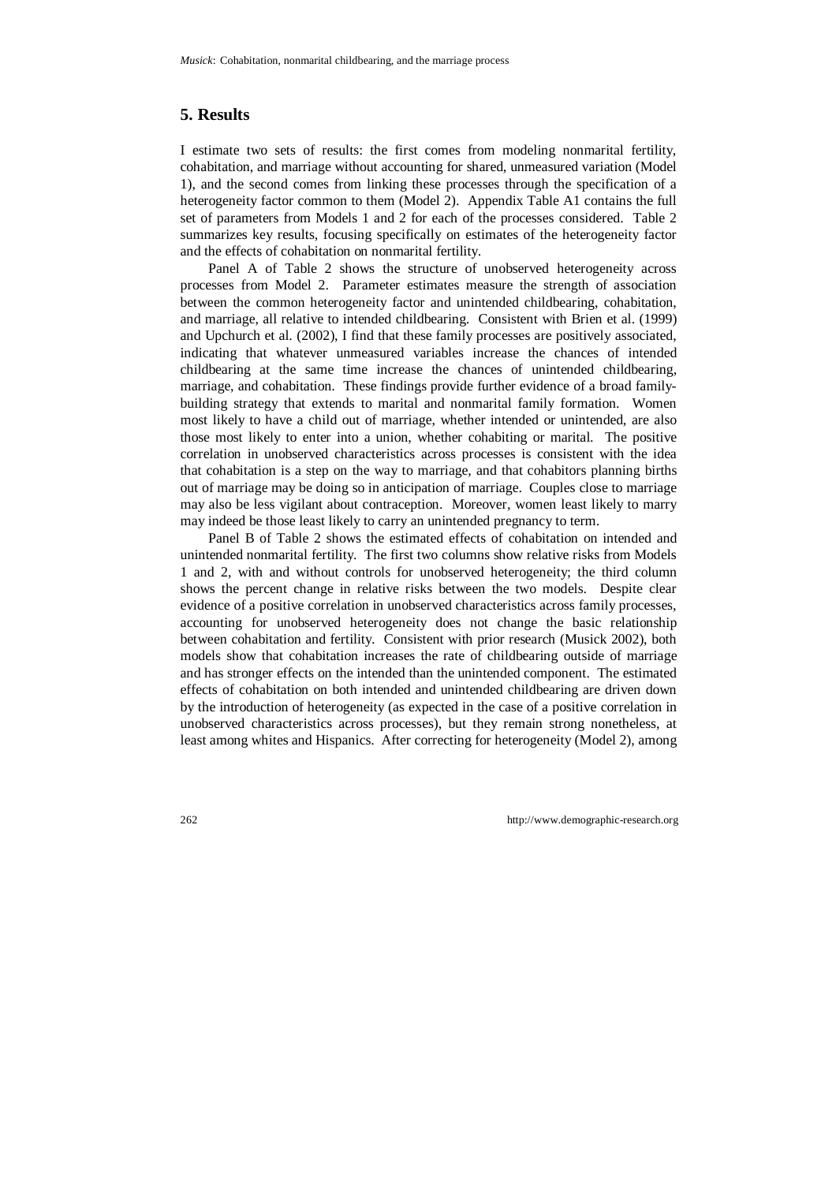## 5. Results

I estimate two sets of results: the first comes from modeling nonmarital fertility, cohabitation, and marriage without accounting for shared, unmeasured variation (Model 1), and the second comes from linking these processes through the specification of a heterogeneity factor common to them (Model 2). Appendix Table A1 contains the full set of parameters from Models 1 and 2 for each of the processes considered. Table 2 summarizes key results, focusing specifically on estimates of the heterogeneity factor and the effects of cohabitation on nonmarital fertility.

Panel A of Table 2 shows the structure of unobserved heterogeneity across processes from Model 2. Parameter estimates measure the strength of association between the common heterogeneity factor and unintended childbearing, cohabitation, and marriage, all relative to intended childbearing. Consistent with Brien et al. (1999) and Upchurch et al. (2002), I find that these family processes are positively associated, indicating that whatever unmeasured variables increase the chances of intended childbearing at the same time increase the chances of unintended childbearing, marriage, and cohabitation. These findings provide further evidence of a broad family-building strategy that extends to marital and nonmarital family formation. Women most likely to have a child out of marriage, whether intended or unintended, are also those most likely to enter into a union, whether cohabiting or marital. The positive correlation in unobserved characteristics across processes is consistent with the idea that cohabitation is a step on the way to marriage, and that cohabitors planning births out of marriage may be doing so in anticipation of marriage. Couples close to marriage may also be less vigilant about contraception. Moreover, women least likely to marry may indeed be those least likely to carry an unintended pregnancy to term.

Panel B of Table 2 shows the estimated effects of cohabitation on intended and unintended nonmarital fertility. The first two columns show relative risks from Models 1 and 2, with and without controls for unobserved heterogeneity; the third column shows the percent change in relative risks between the two models. Despite clear evidence of a positive correlation in unobserved characteristics across family processes, accounting for unobserved heterogeneity does not change the basic relationship between cohabitation and fertility. Consistent with prior research (Musick 2002), both models show that cohabitation increases the rate of childbearing outside of marriage and has stronger effects on the intended than the unintended component. The estimated effects of cohabitation on both intended and unintended childbearing are driven down by the introduction of heterogeneity (as expected in the case of a positive correlation in unobserved characteristics across processes), but they remain strong nonetheless, at least among whites and Hispanics. After correcting for heterogeneity (Model 2), among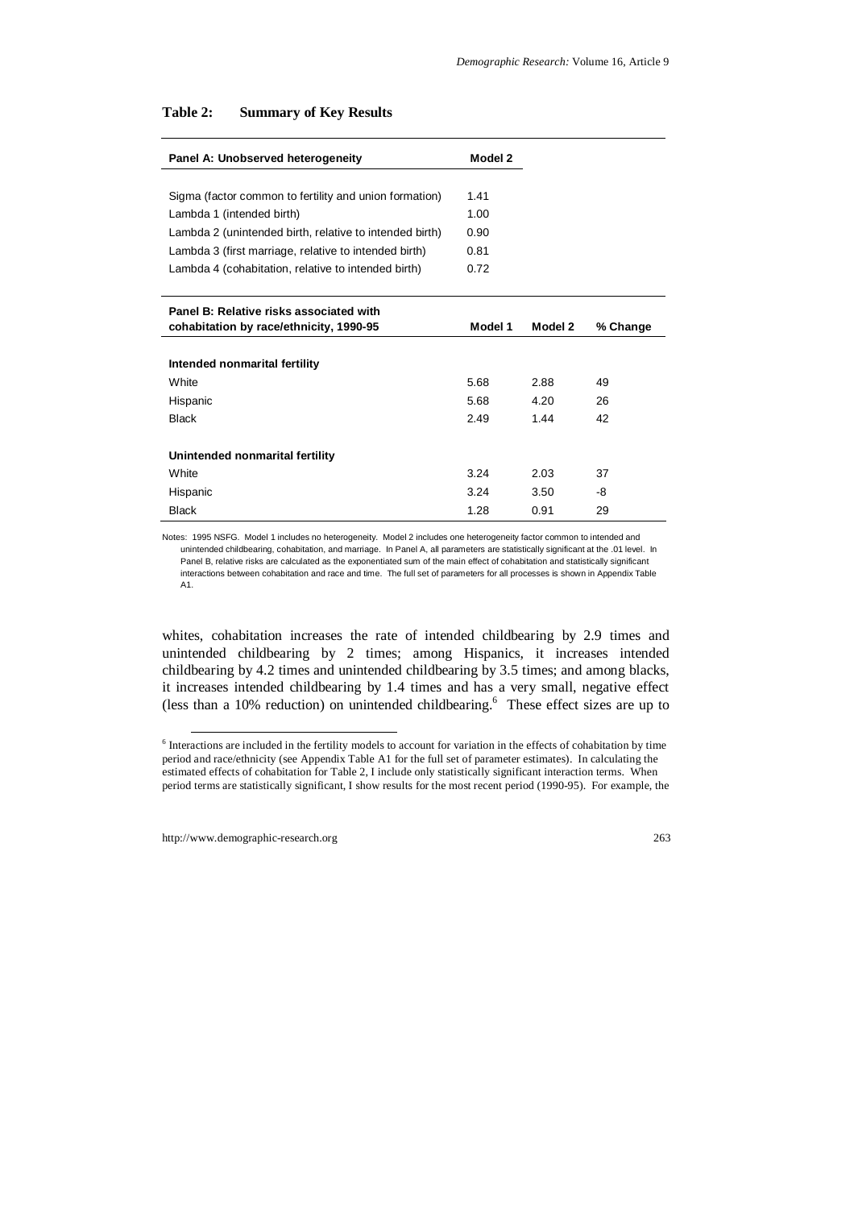**Table 2: Summary of Key Results**

| Panel A: Unobserved heterogeneity | Model 2 | | |
|---|---|---|---|
| Sigma (factor common to fertility and union formation) | 1.41 | | |
| Lambda 1 (intended birth) | 1.00 | | |
| Lambda 2 (unintended birth, relative to intended birth) | 0.90 | | |
| Lambda 3 (first marriage, relative to intended birth) | 0.81 | | |
| Lambda 4 (cohabitation, relative to intended birth) | 0.72 | | |
| **Panel B: Relative risks associated with cohabitation by race/ethnicity, 1990-95** | **Model 1** | **Model 2** | **% Change** |
| **Intended nonmarital fertility** | | | |
| White | 5.68 | 2.88 | 49 |
| Hispanic | 5.68 | 4.20 | 26 |
| Black | 2.49 | 1.44 | 42 |
| **Unintended nonmarital fertility** | | | |
| White | 3.24 | 2.03 | 37 |
| Hispanic | 3.24 | 3.50 | -8 |
| Black | 1.28 | 0.91 | 29 |

Notes: 1995 NSFG. Model 1 includes no heterogeneity. Model 2 includes one heterogeneity factor common to intended and unintended childbearing, cohabitation, and marriage. In Panel A, all parameters are statistically significant at the .01 level. In Panel B, relative risks are calculated as the exponentiated sum of the main effect of cohabitation and statistically significant interactions between cohabitation and race and time. The full set of parameters for all processes is shown in Appendix Table A1.

whites, cohabitation increases the rate of intended childbearing by 2.9 times and unintended childbearing by 2 times; among Hispanics, it increases intended childbearing by 4.2 times and unintended childbearing by 3.5 times; and among blacks, it increases intended childbearing by 1.4 times and has a very small, negative effect (less than a 10% reduction) on unintended childbearing.[6] These effect sizes are up to

[6] Interactions are included in the fertility models to account for variation in the effects of cohabitation by time period and race/ethnicity (see Appendix Table A1 for the full set of parameter estimates). In calculating the estimated effects of cohabitation for Table 2, I include only statistically significant interaction terms. When period terms are statistically significant, I show results for the most recent period (1990-95). For example, the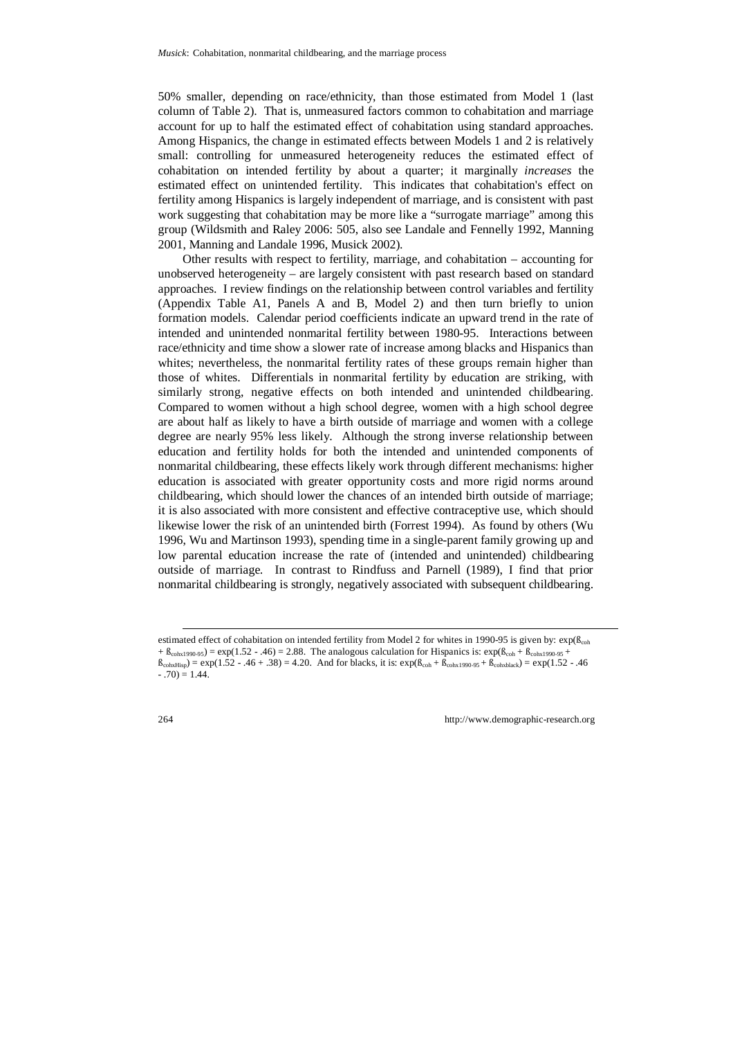50% smaller, depending on race/ethnicity, than those estimated from Model 1 (last column of Table 2). That is, unmeasured factors common to cohabitation and marriage account for up to half the estimated effect of cohabitation using standard approaches. Among Hispanics, the change in estimated effects between Models 1 and 2 is relatively small: controlling for unmeasured heterogeneity reduces the estimated effect of cohabitation on intended fertility by about a quarter; it marginally *increases* the estimated effect on unintended fertility. This indicates that cohabitation's effect on fertility among Hispanics is largely independent of marriage, and is consistent with past work suggesting that cohabitation may be more like a "surrogate marriage" among this group (Wildsmith and Raley 2006: 505, also see Landale and Fennelly 1992, Manning 2001, Manning and Landale 1996, Musick 2002).

Other results with respect to fertility, marriage, and cohabitation – accounting for unobserved heterogeneity – are largely consistent with past research based on standard approaches. I review findings on the relationship between control variables and fertility (Appendix Table A1, Panels A and B, Model 2) and then turn briefly to union formation models. Calendar period coefficients indicate an upward trend in the rate of intended and unintended nonmarital fertility between 1980-95. Interactions between race/ethnicity and time show a slower rate of increase among blacks and Hispanics than whites; nevertheless, the nonmarital fertility rates of these groups remain higher than those of whites. Differentials in nonmarital fertility by education are striking, with similarly strong, negative effects on both intended and unintended childbearing. Compared to women without a high school degree, women with a high school degree are about half as likely to have a birth outside of marriage and women with a college degree are nearly 95% less likely. Although the strong inverse relationship between education and fertility holds for both the intended and unintended components of nonmarital childbearing, these effects likely work through different mechanisms: higher education is associated with greater opportunity costs and more rigid norms around childbearing, which should lower the chances of an intended birth outside of marriage; it is also associated with more consistent and effective contraceptive use, which should likewise lower the risk of an unintended birth (Forrest 1994). As found by others (Wu 1996, Wu and Martinson 1993), spending time in a single-parent family growing up and low parental education increase the rate of (intended and unintended) childbearing outside of marriage. In contrast to Rindfuss and Parnell (1989), I find that prior nonmarital childbearing is strongly, negatively associated with subsequent childbearing.

---

estimated effect of cohabitation on intended fertility from Model 2 for whites in 1990-95 is given by: $\exp(\beta_{coh} + \beta_{cohx1990\text{-}95}) = \exp(1.52 - .46) = 2.88$. The analogous calculation for Hispanics is: $\exp(\beta_{coh} + \beta_{cohx1990\text{-}95} + \beta_{cohxHisp}) = \exp(1.52 - .46 + .38) = 4.20$. And for blacks, it is: $\exp(\beta_{coh} + \beta_{cohx1990\text{-}95} + \beta_{cohxblack}) = \exp(1.52 - .46 - .70) = 1.44$.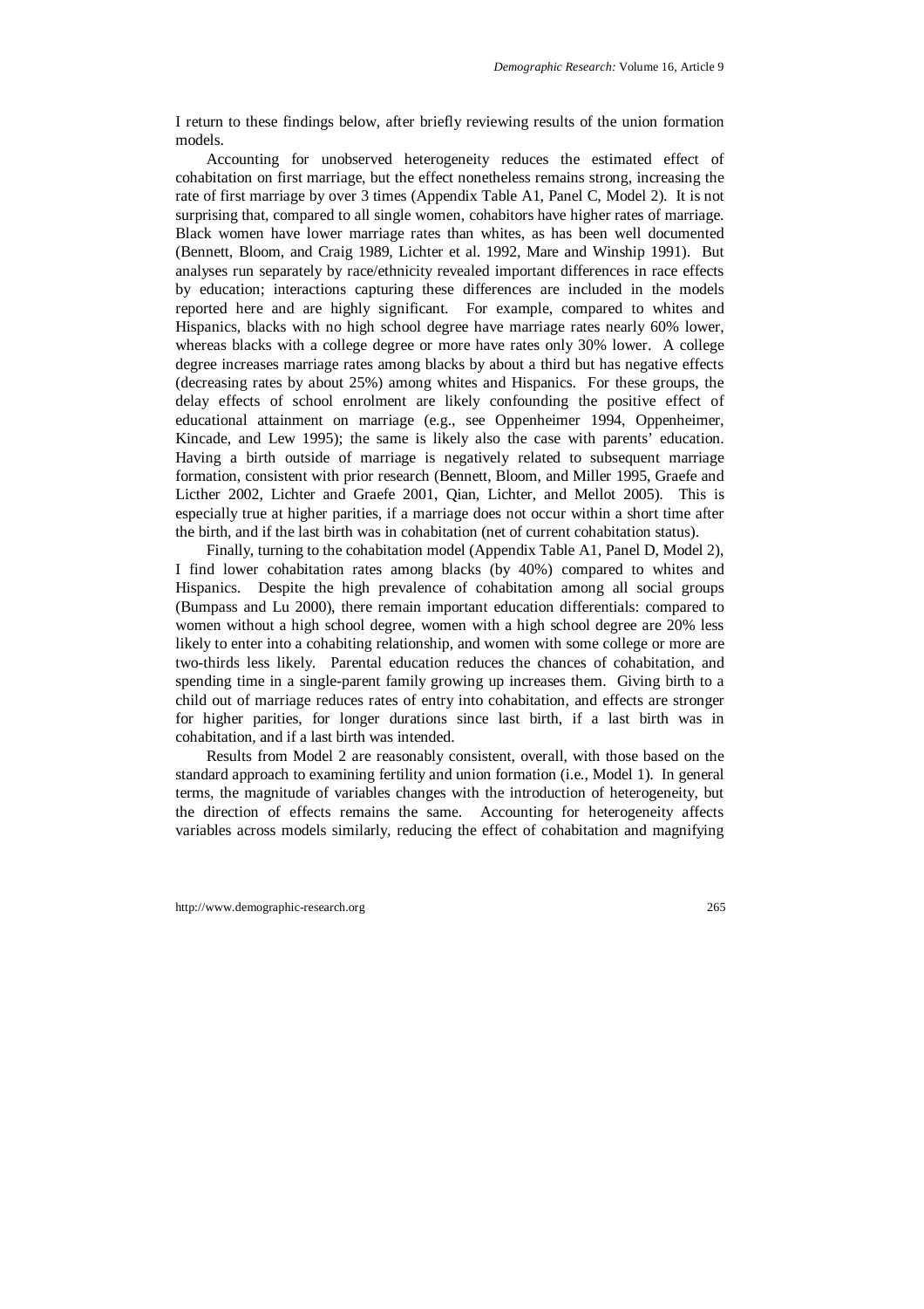I return to these findings below, after briefly reviewing results of the union formation models.

Accounting for unobserved heterogeneity reduces the estimated effect of cohabitation on first marriage, but the effect nonetheless remains strong, increasing the rate of first marriage by over 3 times (Appendix Table A1, Panel C, Model 2). It is not surprising that, compared to all single women, cohabitors have higher rates of marriage. Black women have lower marriage rates than whites, as has been well documented (Bennett, Bloom, and Craig 1989, Lichter et al. 1992, Mare and Winship 1991). But analyses run separately by race/ethnicity revealed important differences in race effects by education; interactions capturing these differences are included in the models reported here and are highly significant. For example, compared to whites and Hispanics, blacks with no high school degree have marriage rates nearly 60% lower, whereas blacks with a college degree or more have rates only 30% lower. A college degree increases marriage rates among blacks by about a third but has negative effects (decreasing rates by about 25%) among whites and Hispanics. For these groups, the delay effects of school enrolment are likely confounding the positive effect of educational attainment on marriage (e.g., see Oppenheimer 1994, Oppenheimer, Kincade, and Lew 1995); the same is likely also the case with parents' education. Having a birth outside of marriage is negatively related to subsequent marriage formation, consistent with prior research (Bennett, Bloom, and Miller 1995, Graefe and Licther 2002, Lichter and Graefe 2001, Qian, Lichter, and Mellot 2005). This is especially true at higher parities, if a marriage does not occur within a short time after the birth, and if the last birth was in cohabitation (net of current cohabitation status).

Finally, turning to the cohabitation model (Appendix Table A1, Panel D, Model 2), I find lower cohabitation rates among blacks (by 40%) compared to whites and Hispanics. Despite the high prevalence of cohabitation among all social groups (Bumpass and Lu 2000), there remain important education differentials: compared to women without a high school degree, women with a high school degree are 20% less likely to enter into a cohabiting relationship, and women with some college or more are two-thirds less likely. Parental education reduces the chances of cohabitation, and spending time in a single-parent family growing up increases them. Giving birth to a child out of marriage reduces rates of entry into cohabitation, and effects are stronger for higher parities, for longer durations since last birth, if a last birth was in cohabitation, and if a last birth was intended.

Results from Model 2 are reasonably consistent, overall, with those based on the standard approach to examining fertility and union formation (i.e., Model 1). In general terms, the magnitude of variables changes with the introduction of heterogeneity, but the direction of effects remains the same. Accounting for heterogeneity affects variables across models similarly, reducing the effect of cohabitation and magnifying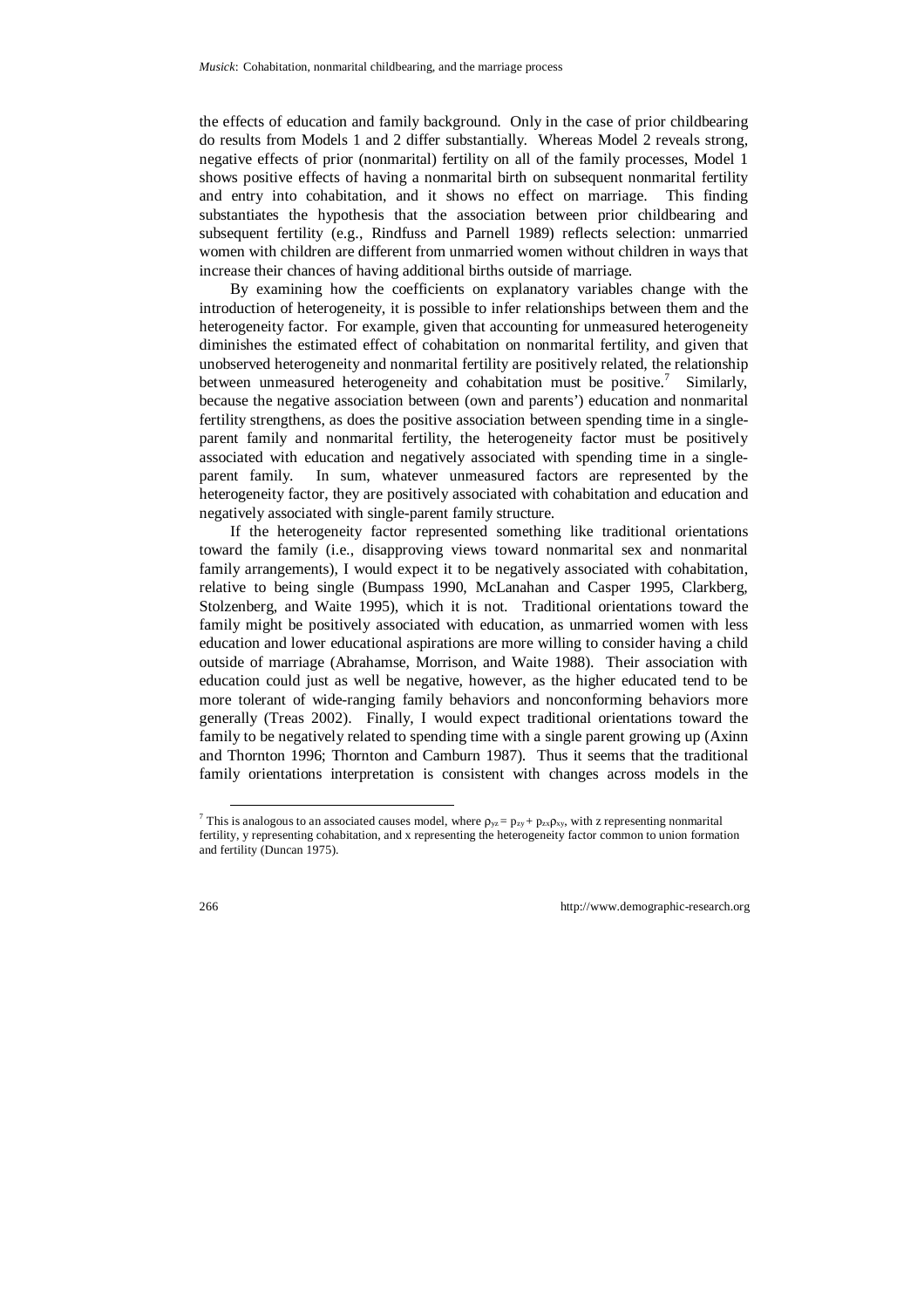the effects of education and family background. Only in the case of prior childbearing do results from Models 1 and 2 differ substantially. Whereas Model 2 reveals strong, negative effects of prior (nonmarital) fertility on all of the family processes, Model 1 shows positive effects of having a nonmarital birth on subsequent nonmarital fertility and entry into cohabitation, and it shows no effect on marriage. This finding substantiates the hypothesis that the association between prior childbearing and subsequent fertility (e.g., Rindfuss and Parnell 1989) reflects selection: unmarried women with children are different from unmarried women without children in ways that increase their chances of having additional births outside of marriage.

By examining how the coefficients on explanatory variables change with the introduction of heterogeneity, it is possible to infer relationships between them and the heterogeneity factor. For example, given that accounting for unmeasured heterogeneity diminishes the estimated effect of cohabitation on nonmarital fertility, and given that unobserved heterogeneity and nonmarital fertility are positively related, the relationship between unmeasured heterogeneity and cohabitation must be positive.[7] Similarly, because the negative association between (own and parents') education and nonmarital fertility strengthens, as does the positive association between spending time in a single-parent family and nonmarital fertility, the heterogeneity factor must be positively associated with education and negatively associated with spending time in a single-parent family. In sum, whatever unmeasured factors are represented by the heterogeneity factor, they are positively associated with cohabitation and education and negatively associated with single-parent family structure.

If the heterogeneity factor represented something like traditional orientations toward the family (i.e., disapproving views toward nonmarital sex and nonmarital family arrangements), I would expect it to be negatively associated with cohabitation, relative to being single (Bumpass 1990, McLanahan and Casper 1995, Clarkberg, Stolzenberg, and Waite 1995), which it is not. Traditional orientations toward the family might be positively associated with education, as unmarried women with less education and lower educational aspirations are more willing to consider having a child outside of marriage (Abrahamse, Morrison, and Waite 1988). Their association with education could just as well be negative, however, as the higher educated tend to be more tolerant of wide-ranging family behaviors and nonconforming behaviors more generally (Treas 2002). Finally, I would expect traditional orientations toward the family to be negatively related to spending time with a single parent growing up (Axinn and Thornton 1996; Thornton and Camburn 1987). Thus it seems that the traditional family orientations interpretation is consistent with changes across models in the

[7] This is analogous to an associated causes model, where $\rho_{yz} = p_{zy} + p_{zx}\rho_{xy}$, with z representing nonmarital fertility, y representing cohabitation, and x representing the heterogeneity factor common to union formation and fertility (Duncan 1975).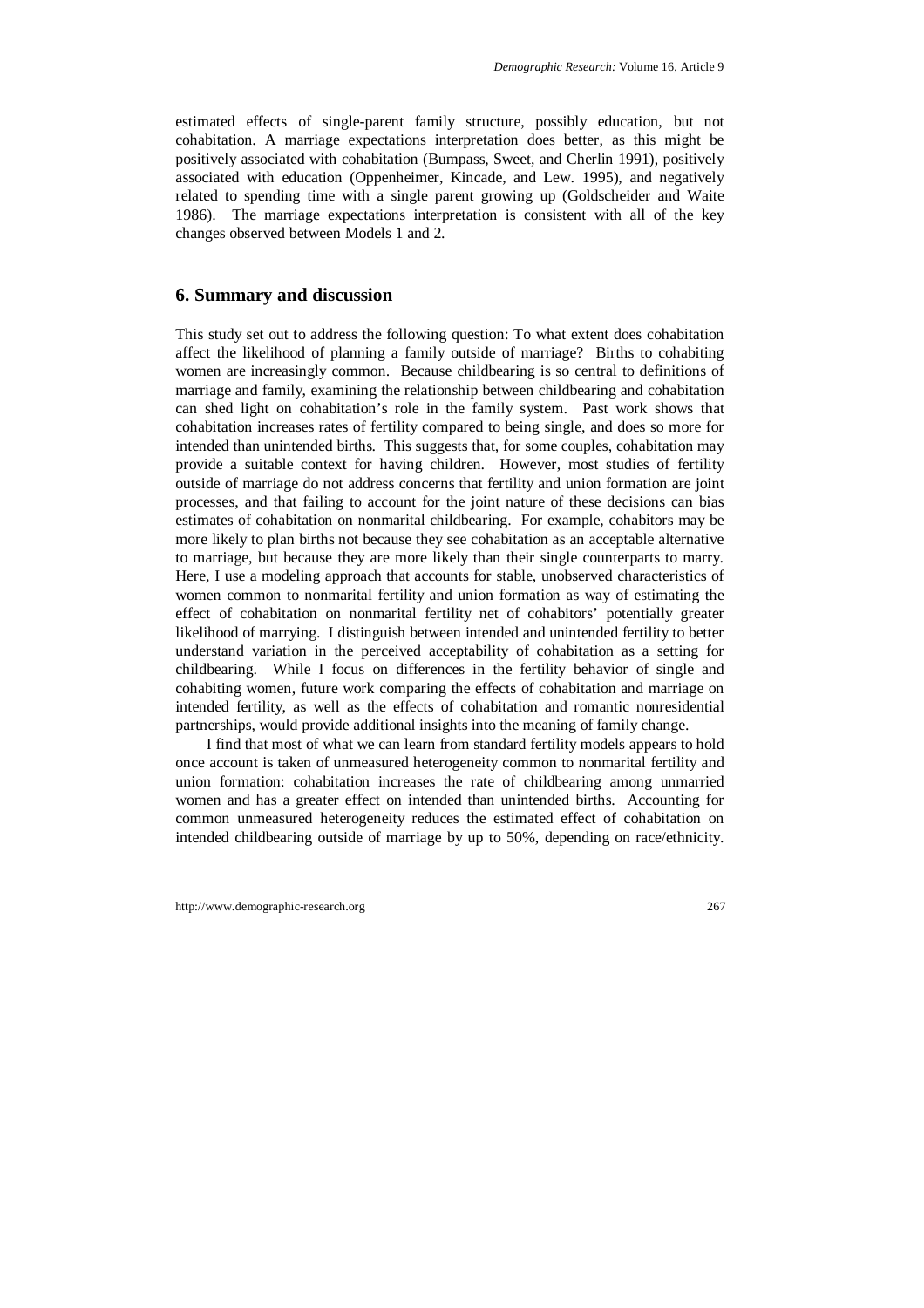estimated effects of single-parent family structure, possibly education, but not cohabitation. A marriage expectations interpretation does better, as this might be positively associated with cohabitation (Bumpass, Sweet, and Cherlin 1991), positively associated with education (Oppenheimer, Kincade, and Lew. 1995), and negatively related to spending time with a single parent growing up (Goldscheider and Waite 1986). The marriage expectations interpretation is consistent with all of the key changes observed between Models 1 and 2.

## 6. Summary and discussion

This study set out to address the following question: To what extent does cohabitation affect the likelihood of planning a family outside of marriage? Births to cohabiting women are increasingly common. Because childbearing is so central to definitions of marriage and family, examining the relationship between childbearing and cohabitation can shed light on cohabitation's role in the family system. Past work shows that cohabitation increases rates of fertility compared to being single, and does so more for intended than unintended births. This suggests that, for some couples, cohabitation may provide a suitable context for having children. However, most studies of fertility outside of marriage do not address concerns that fertility and union formation are joint processes, and that failing to account for the joint nature of these decisions can bias estimates of cohabitation on nonmarital childbearing. For example, cohabitors may be more likely to plan births not because they see cohabitation as an acceptable alternative to marriage, but because they are more likely than their single counterparts to marry. Here, I use a modeling approach that accounts for stable, unobserved characteristics of women common to nonmarital fertility and union formation as way of estimating the effect of cohabitation on nonmarital fertility net of cohabitors' potentially greater likelihood of marrying. I distinguish between intended and unintended fertility to better understand variation in the perceived acceptability of cohabitation as a setting for childbearing. While I focus on differences in the fertility behavior of single and cohabiting women, future work comparing the effects of cohabitation and marriage on intended fertility, as well as the effects of cohabitation and romantic nonresidential partnerships, would provide additional insights into the meaning of family change.

I find that most of what we can learn from standard fertility models appears to hold once account is taken of unmeasured heterogeneity common to nonmarital fertility and union formation: cohabitation increases the rate of childbearing among unmarried women and has a greater effect on intended than unintended births. Accounting for common unmeasured heterogeneity reduces the estimated effect of cohabitation on intended childbearing outside of marriage by up to 50%, depending on race/ethnicity.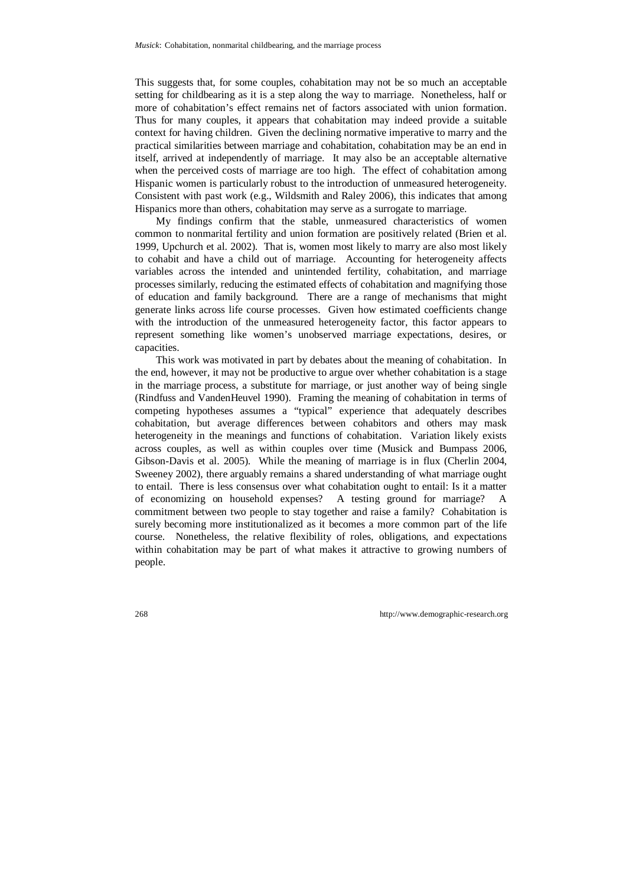This suggests that, for some couples, cohabitation may not be so much an acceptable setting for childbearing as it is a step along the way to marriage. Nonetheless, half or more of cohabitation's effect remains net of factors associated with union formation. Thus for many couples, it appears that cohabitation may indeed provide a suitable context for having children. Given the declining normative imperative to marry and the practical similarities between marriage and cohabitation, cohabitation may be an end in itself, arrived at independently of marriage. It may also be an acceptable alternative when the perceived costs of marriage are too high. The effect of cohabitation among Hispanic women is particularly robust to the introduction of unmeasured heterogeneity. Consistent with past work (e.g., Wildsmith and Raley 2006), this indicates that among Hispanics more than others, cohabitation may serve as a surrogate to marriage.

My findings confirm that the stable, unmeasured characteristics of women common to nonmarital fertility and union formation are positively related (Brien et al. 1999, Upchurch et al. 2002). That is, women most likely to marry are also most likely to cohabit and have a child out of marriage. Accounting for heterogeneity affects variables across the intended and unintended fertility, cohabitation, and marriage processes similarly, reducing the estimated effects of cohabitation and magnifying those of education and family background. There are a range of mechanisms that might generate links across life course processes. Given how estimated coefficients change with the introduction of the unmeasured heterogeneity factor, this factor appears to represent something like women's unobserved marriage expectations, desires, or capacities.

This work was motivated in part by debates about the meaning of cohabitation. In the end, however, it may not be productive to argue over whether cohabitation is a stage in the marriage process, a substitute for marriage, or just another way of being single (Rindfuss and VandenHeuvel 1990). Framing the meaning of cohabitation in terms of competing hypotheses assumes a "typical" experience that adequately describes cohabitation, but average differences between cohabitors and others may mask heterogeneity in the meanings and functions of cohabitation. Variation likely exists across couples, as well as within couples over time (Musick and Bumpass 2006, Gibson-Davis et al. 2005). While the meaning of marriage is in flux (Cherlin 2004, Sweeney 2002), there arguably remains a shared understanding of what marriage ought to entail. There is less consensus over what cohabitation ought to entail: Is it a matter of economizing on household expenses? A testing ground for marriage? A commitment between two people to stay together and raise a family? Cohabitation is surely becoming more institutionalized as it becomes a more common part of the life course. Nonetheless, the relative flexibility of roles, obligations, and expectations within cohabitation may be part of what makes it attractive to growing numbers of people.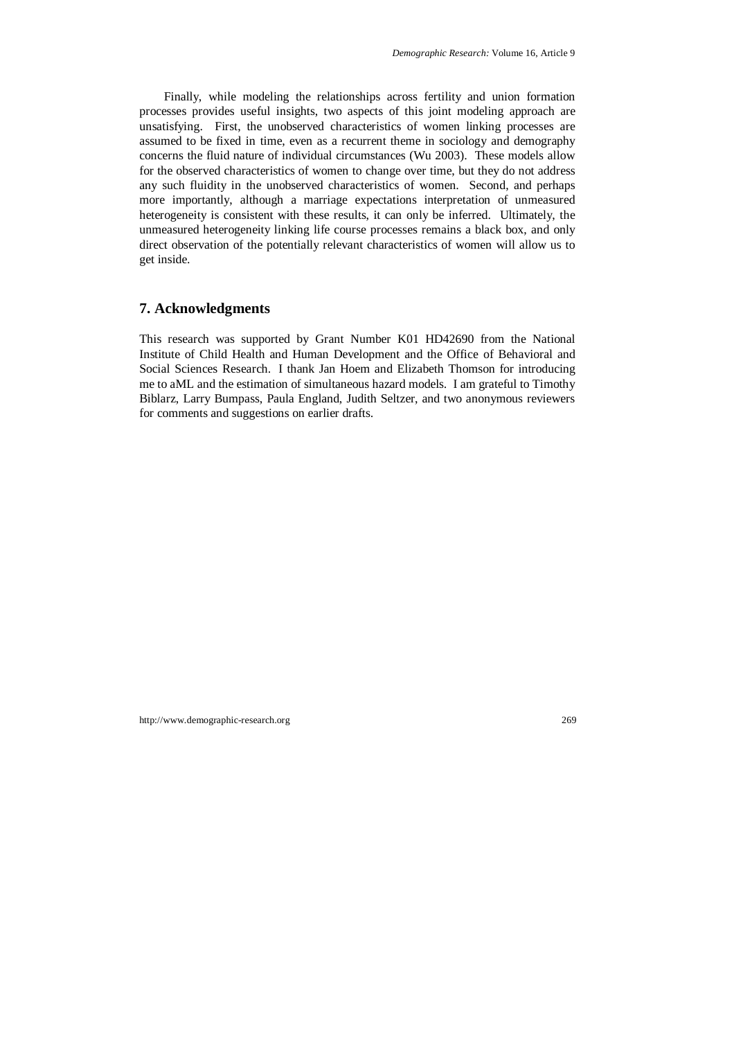Finally, while modeling the relationships across fertility and union formation processes provides useful insights, two aspects of this joint modeling approach are unsatisfying. First, the unobserved characteristics of women linking processes are assumed to be fixed in time, even as a recurrent theme in sociology and demography concerns the fluid nature of individual circumstances (Wu 2003). These models allow for the observed characteristics of women to change over time, but they do not address any such fluidity in the unobserved characteristics of women. Second, and perhaps more importantly, although a marriage expectations interpretation of unmeasured heterogeneity is consistent with these results, it can only be inferred. Ultimately, the unmeasured heterogeneity linking life course processes remains a black box, and only direct observation of the potentially relevant characteristics of women will allow us to get inside.

## 7. Acknowledgments

This research was supported by Grant Number K01 HD42690 from the National Institute of Child Health and Human Development and the Office of Behavioral and Social Sciences Research. I thank Jan Hoem and Elizabeth Thomson for introducing me to aML and the estimation of simultaneous hazard models. I am grateful to Timothy Biblarz, Larry Bumpass, Paula England, Judith Seltzer, and two anonymous reviewers for comments and suggestions on earlier drafts.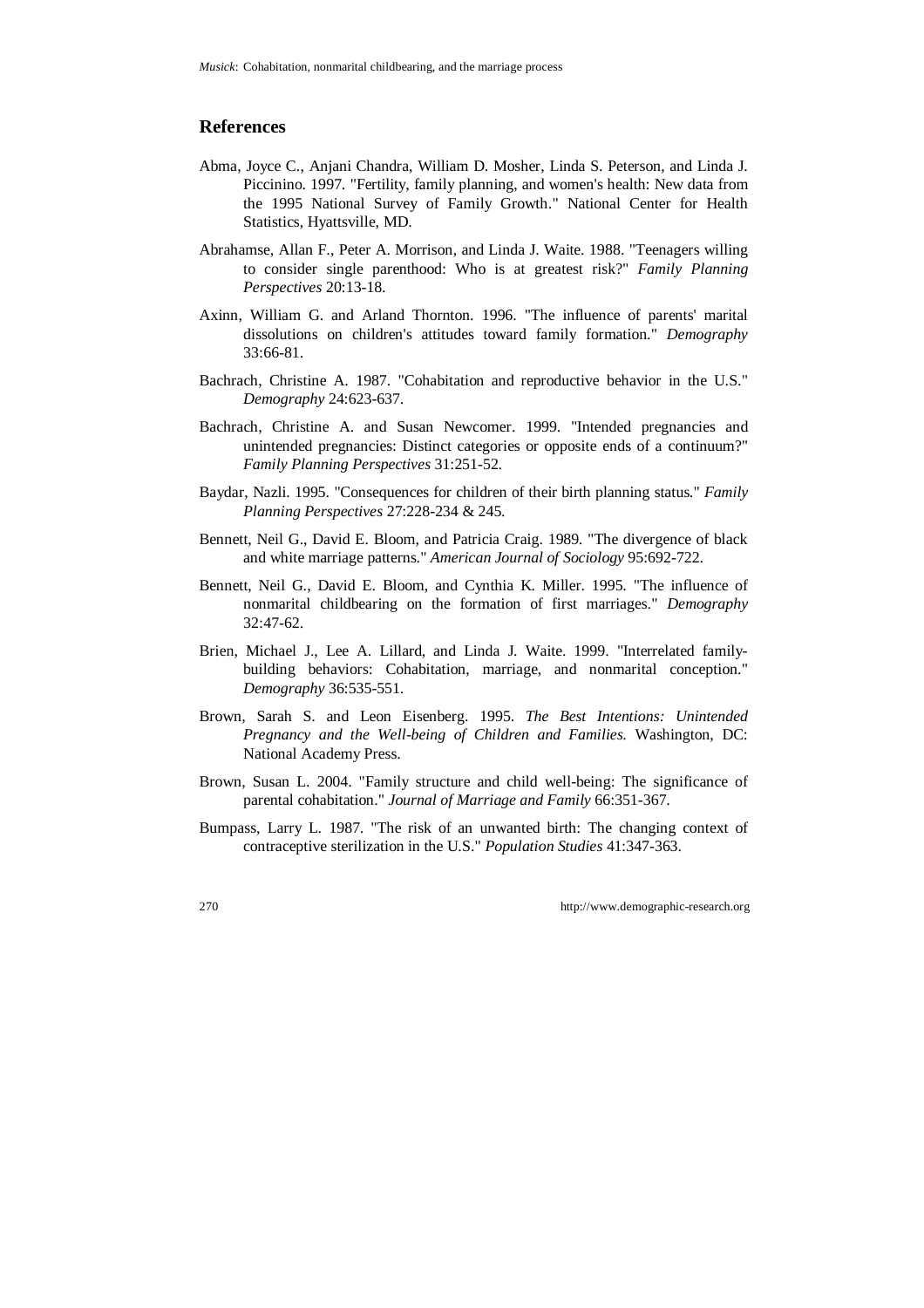## References

Abma, Joyce C., Anjani Chandra, William D. Mosher, Linda S. Peterson, and Linda J. Piccinino. 1997. "Fertility, family planning, and women's health: New data from the 1995 National Survey of Family Growth." National Center for Health Statistics, Hyattsville, MD.

Abrahamse, Allan F., Peter A. Morrison, and Linda J. Waite. 1988. "Teenagers willing to consider single parenthood: Who is at greatest risk?" *Family Planning Perspectives* 20:13-18.

Axinn, William G. and Arland Thornton. 1996. "The influence of parents' marital dissolutions on children's attitudes toward family formation." *Demography* 33:66-81.

Bachrach, Christine A. 1987. "Cohabitation and reproductive behavior in the U.S." *Demography* 24:623-637.

Bachrach, Christine A. and Susan Newcomer. 1999. "Intended pregnancies and unintended pregnancies: Distinct categories or opposite ends of a continuum?" *Family Planning Perspectives* 31:251-52.

Baydar, Nazli. 1995. "Consequences for children of their birth planning status." *Family Planning Perspectives* 27:228-234 & 245.

Bennett, Neil G., David E. Bloom, and Patricia Craig. 1989. "The divergence of black and white marriage patterns." *American Journal of Sociology* 95:692-722.

Bennett, Neil G., David E. Bloom, and Cynthia K. Miller. 1995. "The influence of nonmarital childbearing on the formation of first marriages." *Demography* 32:47-62.

Brien, Michael J., Lee A. Lillard, and Linda J. Waite. 1999. "Interrelated family-building behaviors: Cohabitation, marriage, and nonmarital conception." *Demography* 36:535-551.

Brown, Sarah S. and Leon Eisenberg. 1995. *The Best Intentions: Unintended Pregnancy and the Well-being of Children and Families.* Washington, DC: National Academy Press.

Brown, Susan L. 2004. "Family structure and child well-being: The significance of parental cohabitation." *Journal of Marriage and Family* 66:351-367.

Bumpass, Larry L. 1987. "The risk of an unwanted birth: The changing context of contraceptive sterilization in the U.S." *Population Studies* 41:347-363.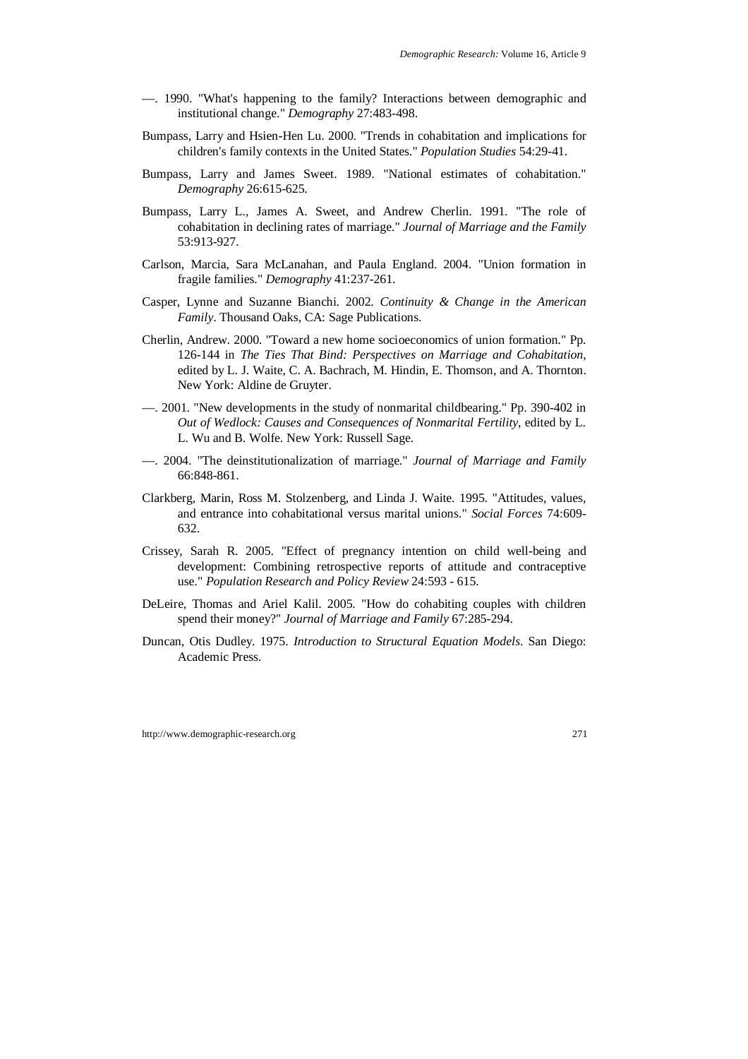—. 1990. "What's happening to the family? Interactions between demographic and institutional change." *Demography* 27:483-498.

Bumpass, Larry and Hsien-Hen Lu. 2000. "Trends in cohabitation and implications for children's family contexts in the United States." *Population Studies* 54:29-41.

Bumpass, Larry and James Sweet. 1989. "National estimates of cohabitation." *Demography* 26:615-625.

Bumpass, Larry L., James A. Sweet, and Andrew Cherlin. 1991. "The role of cohabitation in declining rates of marriage." *Journal of Marriage and the Family* 53:913-927.

Carlson, Marcia, Sara McLanahan, and Paula England. 2004. "Union formation in fragile families." *Demography* 41:237-261.

Casper, Lynne and Suzanne Bianchi. 2002. *Continuity & Change in the American Family*. Thousand Oaks, CA: Sage Publications.

Cherlin, Andrew. 2000. "Toward a new home socioeconomics of union formation." Pp. 126-144 in *The Ties That Bind: Perspectives on Marriage and Cohabitation*, edited by L. J. Waite, C. A. Bachrach, M. Hindin, E. Thomson, and A. Thornton. New York: Aldine de Gruyter.

—. 2001. "New developments in the study of nonmarital childbearing." Pp. 390-402 in *Out of Wedlock: Causes and Consequences of Nonmarital Fertility*, edited by L. L. Wu and B. Wolfe. New York: Russell Sage.

—. 2004. "The deinstitutionalization of marriage." *Journal of Marriage and Family* 66:848-861.

Clarkberg, Marin, Ross M. Stolzenberg, and Linda J. Waite. 1995. "Attitudes, values, and entrance into cohabitational versus marital unions." *Social Forces* 74:609-632.

Crissey, Sarah R. 2005. "Effect of pregnancy intention on child well-being and development: Combining retrospective reports of attitude and contraceptive use." *Population Research and Policy Review* 24:593 - 615.

DeLeire, Thomas and Ariel Kalil. 2005. "How do cohabiting couples with children spend their money?" *Journal of Marriage and Family* 67:285-294.

Duncan, Otis Dudley. 1975. *Introduction to Structural Equation Models*. San Diego: Academic Press.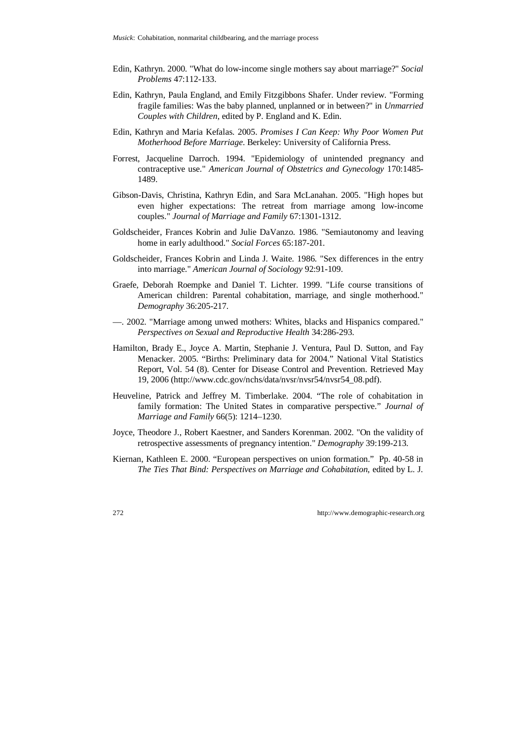Edin, Kathryn. 2000. "What do low-income single mothers say about marriage?" *Social Problems* 47:112-133.

Edin, Kathryn, Paula England, and Emily Fitzgibbons Shafer. Under review. "Forming fragile families: Was the baby planned, unplanned or in between?" in *Unmarried Couples with Children*, edited by P. England and K. Edin.

Edin, Kathryn and Maria Kefalas. 2005. *Promises I Can Keep: Why Poor Women Put Motherhood Before Marriage*. Berkeley: University of California Press.

Forrest, Jacqueline Darroch. 1994. "Epidemiology of unintended pregnancy and contraceptive use." *American Journal of Obstetrics and Gynecology* 170:1485-1489.

Gibson-Davis, Christina, Kathryn Edin, and Sara McLanahan. 2005. "High hopes but even higher expectations: The retreat from marriage among low-income couples." *Journal of Marriage and Family* 67:1301-1312.

Goldscheider, Frances Kobrin and Julie DaVanzo. 1986. "Semiautonomy and leaving home in early adulthood." *Social Forces* 65:187-201.

Goldscheider, Frances Kobrin and Linda J. Waite. 1986. "Sex differences in the entry into marriage." *American Journal of Sociology* 92:91-109.

Graefe, Deborah Roempke and Daniel T. Lichter. 1999. "Life course transitions of American children: Parental cohabitation, marriage, and single motherhood." *Demography* 36:205-217.

—. 2002. "Marriage among unwed mothers: Whites, blacks and Hispanics compared." *Perspectives on Sexual and Reproductive Health* 34:286-293.

Hamilton, Brady E., Joyce A. Martin, Stephanie J. Ventura, Paul D. Sutton, and Fay Menacker. 2005. "Births: Preliminary data for 2004." National Vital Statistics Report, Vol. 54 (8). Center for Disease Control and Prevention. Retrieved May 19, 2006 (http://www.cdc.gov/nchs/data/nvsr/nvsr54/nvsr54_08.pdf).

Heuveline, Patrick and Jeffrey M. Timberlake. 2004. "The role of cohabitation in family formation: The United States in comparative perspective." *Journal of Marriage and Family* 66(5): 1214–1230.

Joyce, Theodore J., Robert Kaestner, and Sanders Korenman. 2002. "On the validity of retrospective assessments of pregnancy intention." *Demography* 39:199-213.

Kiernan, Kathleen E. 2000. "European perspectives on union formation." Pp. 40-58 in *The Ties That Bind: Perspectives on Marriage and Cohabitation*, edited by L. J.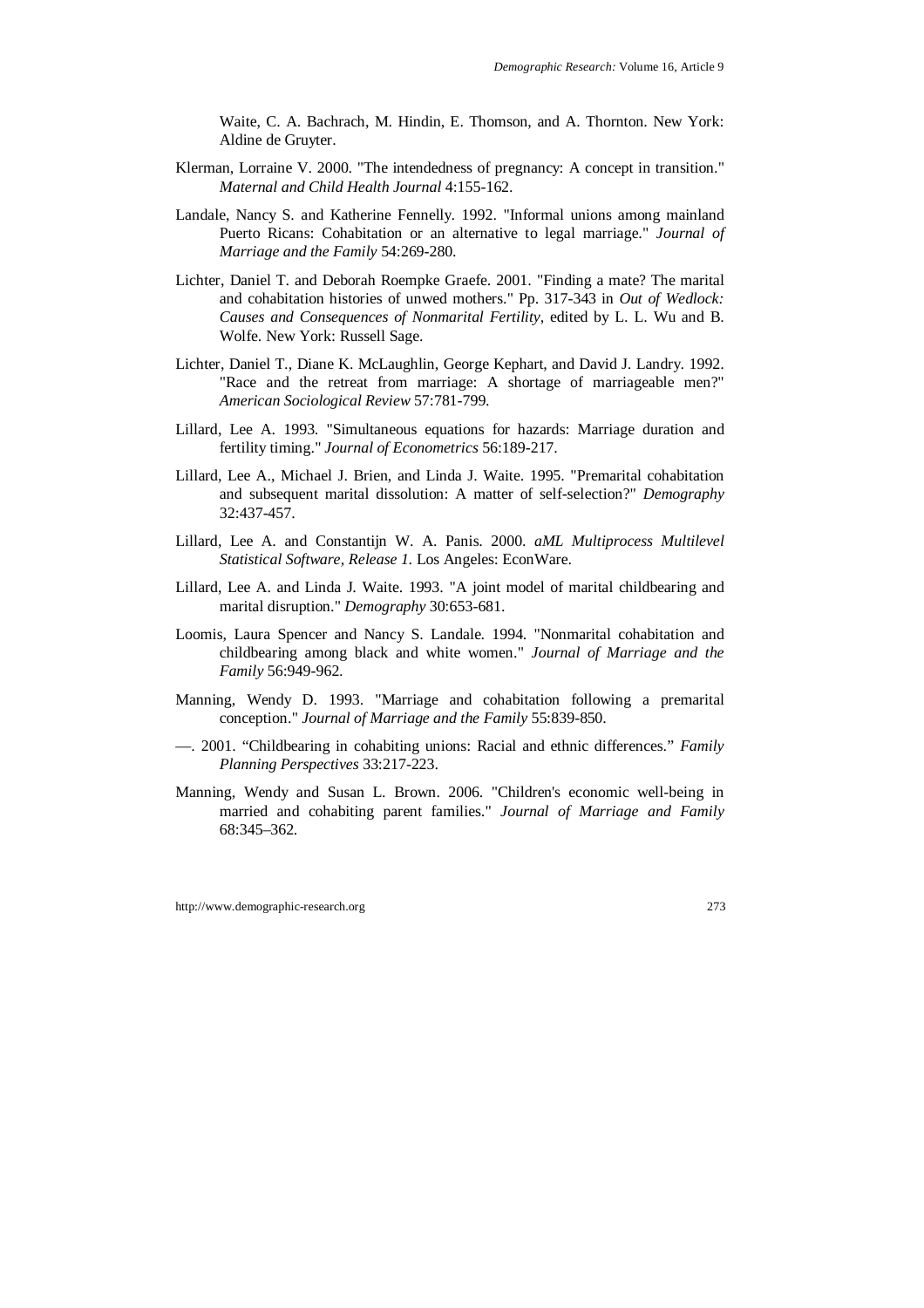Waite, C. A. Bachrach, M. Hindin, E. Thomson, and A. Thornton. New York: Aldine de Gruyter.

Klerman, Lorraine V. 2000. "The intendedness of pregnancy: A concept in transition." *Maternal and Child Health Journal* 4:155-162.

Landale, Nancy S. and Katherine Fennelly. 1992. "Informal unions among mainland Puerto Ricans: Cohabitation or an alternative to legal marriage." *Journal of Marriage and the Family* 54:269-280.

Lichter, Daniel T. and Deborah Roempke Graefe. 2001. "Finding a mate? The marital and cohabitation histories of unwed mothers." Pp. 317-343 in *Out of Wedlock: Causes and Consequences of Nonmarital Fertility*, edited by L. L. Wu and B. Wolfe. New York: Russell Sage.

Lichter, Daniel T., Diane K. McLaughlin, George Kephart, and David J. Landry. 1992. "Race and the retreat from marriage: A shortage of marriageable men?" *American Sociological Review* 57:781-799.

Lillard, Lee A. 1993. "Simultaneous equations for hazards: Marriage duration and fertility timing." *Journal of Econometrics* 56:189-217.

Lillard, Lee A., Michael J. Brien, and Linda J. Waite. 1995. "Premarital cohabitation and subsequent marital dissolution: A matter of self-selection?" *Demography* 32:437-457.

Lillard, Lee A. and Constantijn W. A. Panis. 2000. *aML Multiprocess Multilevel Statistical Software, Release 1.* Los Angeles: EconWare.

Lillard, Lee A. and Linda J. Waite. 1993. "A joint model of marital childbearing and marital disruption." *Demography* 30:653-681.

Loomis, Laura Spencer and Nancy S. Landale. 1994. "Nonmarital cohabitation and childbearing among black and white women." *Journal of Marriage and the Family* 56:949-962.

Manning, Wendy D. 1993. "Marriage and cohabitation following a premarital conception." *Journal of Marriage and the Family* 55:839-850.

—. 2001. "Childbearing in cohabiting unions: Racial and ethnic differences." *Family Planning Perspectives* 33:217-223.

Manning, Wendy and Susan L. Brown. 2006. "Children's economic well-being in married and cohabiting parent families." *Journal of Marriage and Family* 68:345–362.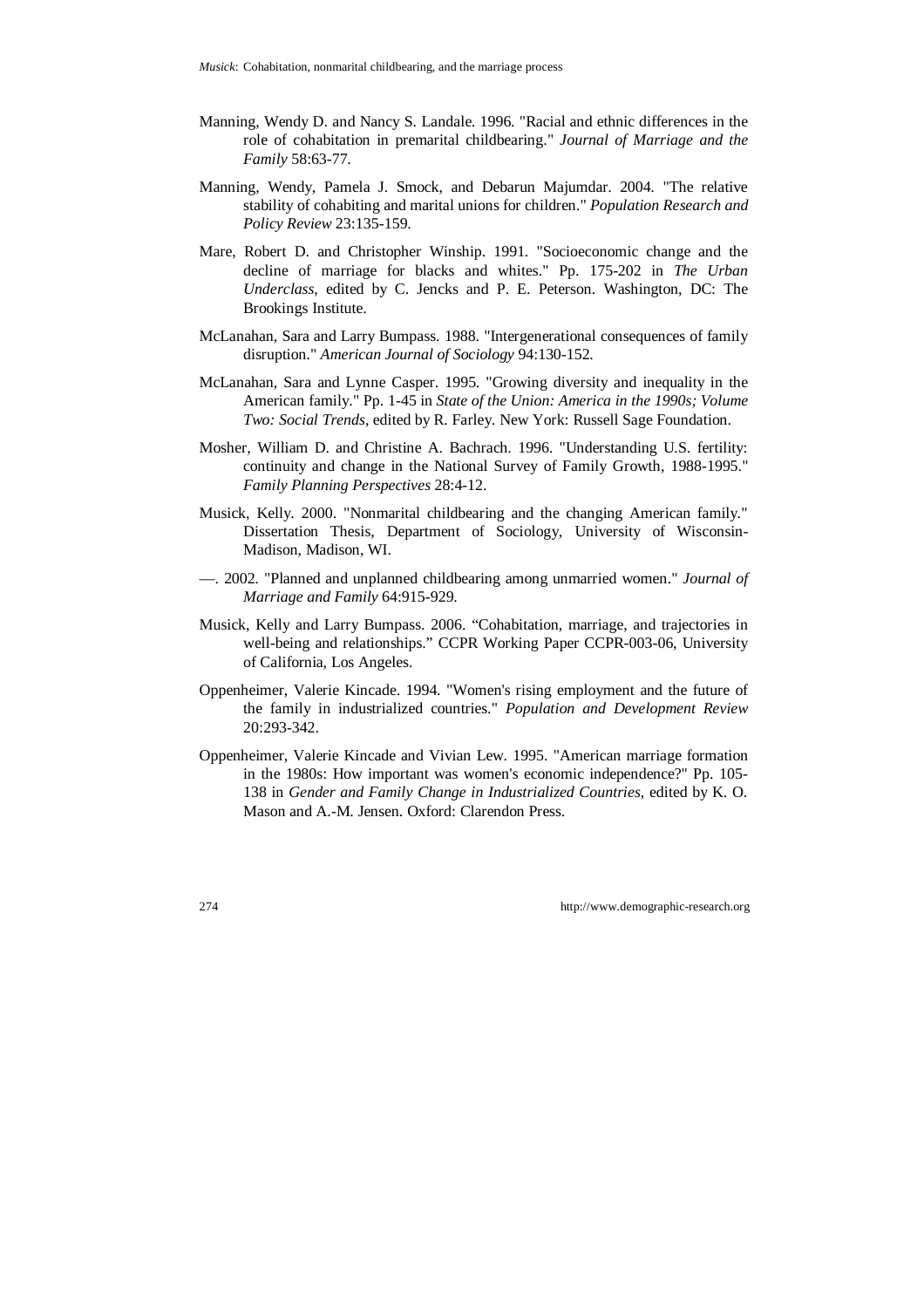Manning, Wendy D. and Nancy S. Landale. 1996. "Racial and ethnic differences in the role of cohabitation in premarital childbearing." *Journal of Marriage and the Family* 58:63-77.

Manning, Wendy, Pamela J. Smock, and Debarun Majumdar. 2004. "The relative stability of cohabiting and marital unions for children." *Population Research and Policy Review* 23:135-159.

Mare, Robert D. and Christopher Winship. 1991. "Socioeconomic change and the decline of marriage for blacks and whites." Pp. 175-202 in *The Urban Underclass*, edited by C. Jencks and P. E. Peterson. Washington, DC: The Brookings Institute.

McLanahan, Sara and Larry Bumpass. 1988. "Intergenerational consequences of family disruption." *American Journal of Sociology* 94:130-152.

McLanahan, Sara and Lynne Casper. 1995. "Growing diversity and inequality in the American family." Pp. 1-45 in *State of the Union: America in the 1990s; Volume Two: Social Trends*, edited by R. Farley. New York: Russell Sage Foundation.

Mosher, William D. and Christine A. Bachrach. 1996. "Understanding U.S. fertility: continuity and change in the National Survey of Family Growth, 1988-1995." *Family Planning Perspectives* 28:4-12.

Musick, Kelly. 2000. "Nonmarital childbearing and the changing American family." Dissertation Thesis, Department of Sociology, University of Wisconsin-Madison, Madison, WI.

—. 2002. "Planned and unplanned childbearing among unmarried women." *Journal of Marriage and Family* 64:915-929.

Musick, Kelly and Larry Bumpass. 2006. "Cohabitation, marriage, and trajectories in well-being and relationships." CCPR Working Paper CCPR-003-06, University of California, Los Angeles.

Oppenheimer, Valerie Kincade. 1994. "Women's rising employment and the future of the family in industrialized countries." *Population and Development Review* 20:293-342.

Oppenheimer, Valerie Kincade and Vivian Lew. 1995. "American marriage formation in the 1980s: How important was women's economic independence?" Pp. 105-138 in *Gender and Family Change in Industrialized Countries*, edited by K. O. Mason and A.-M. Jensen. Oxford: Clarendon Press.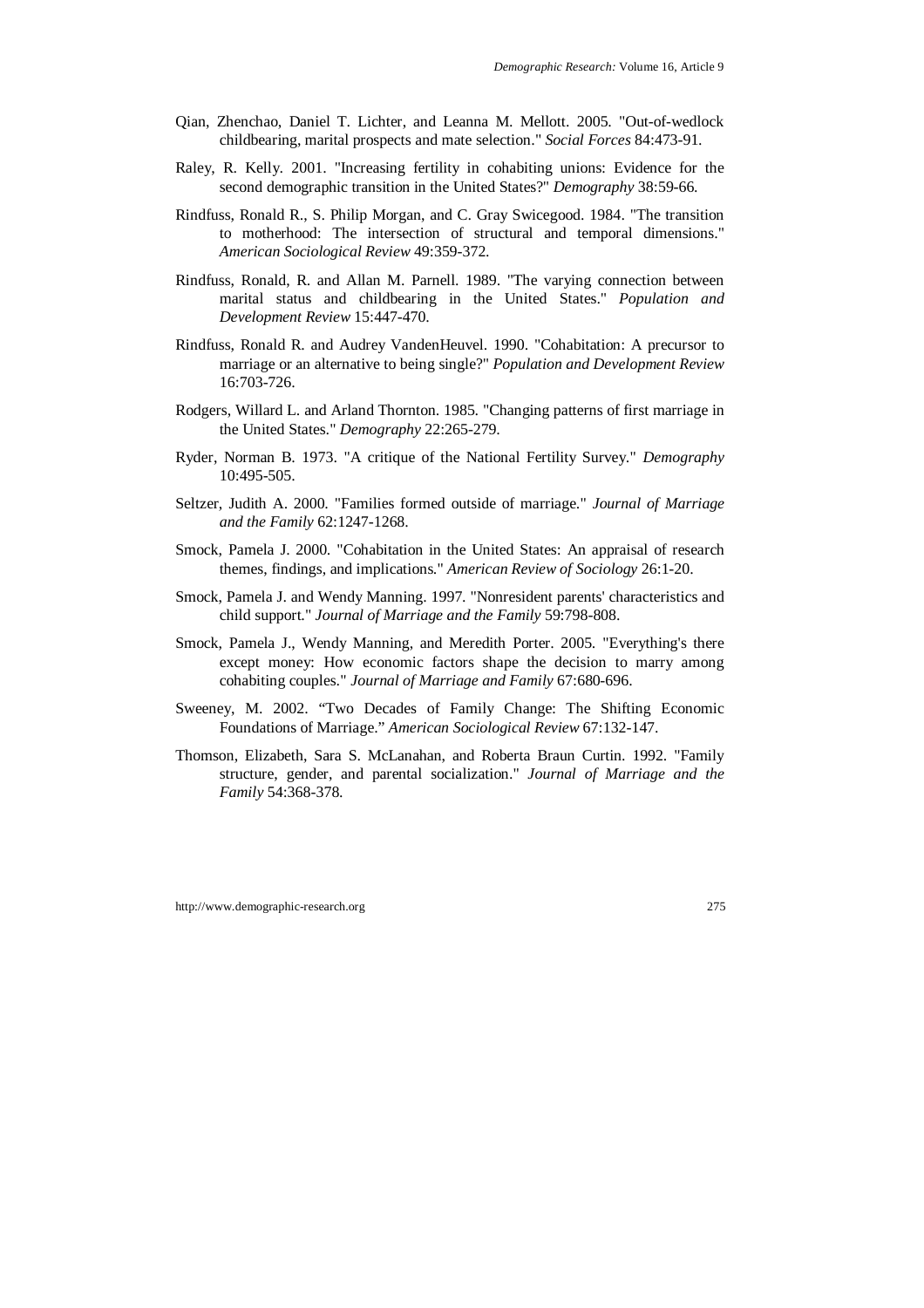Qian, Zhenchao, Daniel T. Lichter, and Leanna M. Mellott. 2005. "Out-of-wedlock childbearing, marital prospects and mate selection." *Social Forces* 84:473-91.

Raley, R. Kelly. 2001. "Increasing fertility in cohabiting unions: Evidence for the second demographic transition in the United States?" *Demography* 38:59-66.

Rindfuss, Ronald R., S. Philip Morgan, and C. Gray Swicegood. 1984. "The transition to motherhood: The intersection of structural and temporal dimensions." *American Sociological Review* 49:359-372.

Rindfuss, Ronald, R. and Allan M. Parnell. 1989. "The varying connection between marital status and childbearing in the United States." *Population and Development Review* 15:447-470.

Rindfuss, Ronald R. and Audrey VandenHeuvel. 1990. "Cohabitation: A precursor to marriage or an alternative to being single?" *Population and Development Review* 16:703-726.

Rodgers, Willard L. and Arland Thornton. 1985. "Changing patterns of first marriage in the United States." *Demography* 22:265-279.

Ryder, Norman B. 1973. "A critique of the National Fertility Survey." *Demography* 10:495-505.

Seltzer, Judith A. 2000. "Families formed outside of marriage." *Journal of Marriage and the Family* 62:1247-1268.

Smock, Pamela J. 2000. "Cohabitation in the United States: An appraisal of research themes, findings, and implications." *American Review of Sociology* 26:1-20.

Smock, Pamela J. and Wendy Manning. 1997. "Nonresident parents' characteristics and child support." *Journal of Marriage and the Family* 59:798-808.

Smock, Pamela J., Wendy Manning, and Meredith Porter. 2005. "Everything's there except money: How economic factors shape the decision to marry among cohabiting couples." *Journal of Marriage and Family* 67:680-696.

Sweeney, M. 2002. "Two Decades of Family Change: The Shifting Economic Foundations of Marriage." *American Sociological Review* 67:132-147.

Thomson, Elizabeth, Sara S. McLanahan, and Roberta Braun Curtin. 1992. "Family structure, gender, and parental socialization." *Journal of Marriage and the Family* 54:368-378.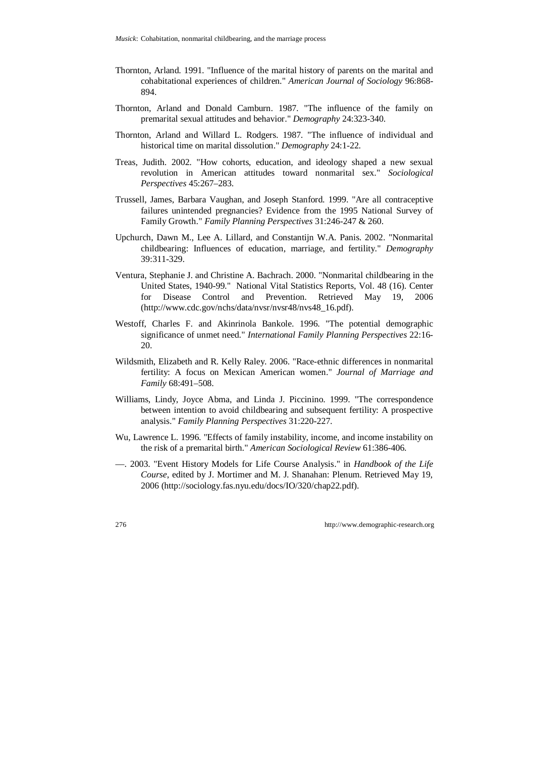Thornton, Arland. 1991. "Influence of the marital history of parents on the marital and cohabitational experiences of children." *American Journal of Sociology* 96:868-894.

Thornton, Arland and Donald Camburn. 1987. "The influence of the family on premarital sexual attitudes and behavior." *Demography* 24:323-340.

Thornton, Arland and Willard L. Rodgers. 1987. "The influence of individual and historical time on marital dissolution." *Demography* 24:1-22.

Treas, Judith. 2002. "How cohorts, education, and ideology shaped a new sexual revolution in American attitudes toward nonmarital sex." *Sociological Perspectives* 45:267–283.

Trussell, James, Barbara Vaughan, and Joseph Stanford. 1999. "Are all contraceptive failures unintended pregnancies? Evidence from the 1995 National Survey of Family Growth." *Family Planning Perspectives* 31:246-247 & 260.

Upchurch, Dawn M., Lee A. Lillard, and Constantijn W.A. Panis. 2002. "Nonmarital childbearing: Influences of education, marriage, and fertility." *Demography* 39:311-329.

Ventura, Stephanie J. and Christine A. Bachrach. 2000. "Nonmarital childbearing in the United States, 1940-99." National Vital Statistics Reports, Vol. 48 (16). Center for Disease Control and Prevention. Retrieved May 19, 2006 (http://www.cdc.gov/nchs/data/nvsr/nvsr48/nvs48_16.pdf).

Westoff, Charles F. and Akinrinola Bankole. 1996. "The potential demographic significance of unmet need." *International Family Planning Perspectives* 22:16-20.

Wildsmith, Elizabeth and R. Kelly Raley. 2006. "Race-ethnic differences in nonmarital fertility: A focus on Mexican American women." *Journal of Marriage and Family* 68:491–508.

Williams, Lindy, Joyce Abma, and Linda J. Piccinino. 1999. "The correspondence between intention to avoid childbearing and subsequent fertility: A prospective analysis." *Family Planning Perspectives* 31:220-227.

Wu, Lawrence L. 1996. "Effects of family instability, income, and income instability on the risk of a premarital birth." *American Sociological Review* 61:386-406.

—. 2003. "Event History Models for Life Course Analysis." in *Handbook of the Life Course*, edited by J. Mortimer and M. J. Shanahan: Plenum. Retrieved May 19, 2006 (http://sociology.fas.nyu.edu/docs/IO/320/chap22.pdf).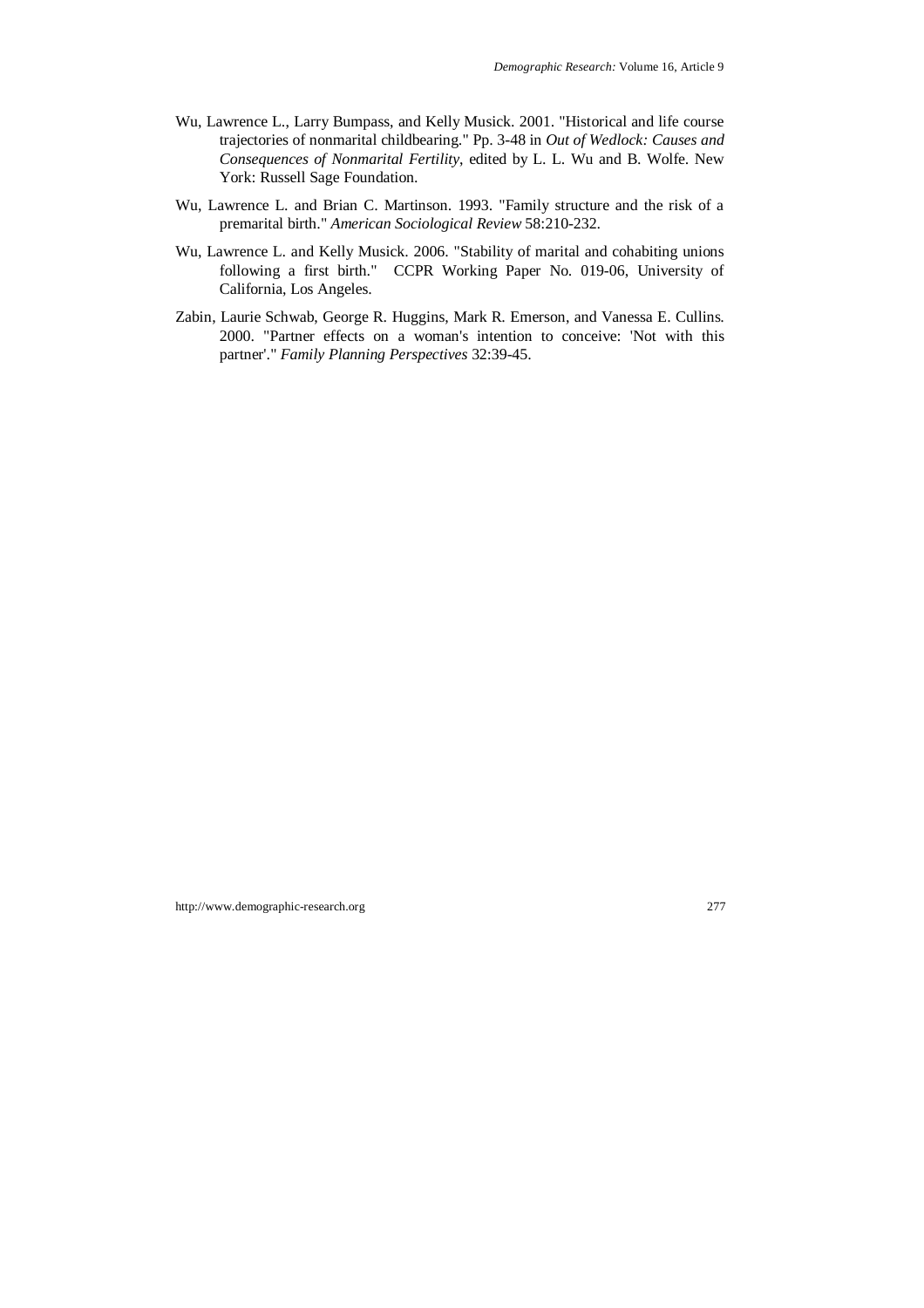Wu, Lawrence L., Larry Bumpass, and Kelly Musick. 2001. "Historical and life course trajectories of nonmarital childbearing." Pp. 3-48 in *Out of Wedlock: Causes and Consequences of Nonmarital Fertility*, edited by L. L. Wu and B. Wolfe. New York: Russell Sage Foundation.

Wu, Lawrence L. and Brian C. Martinson. 1993. "Family structure and the risk of a premarital birth." *American Sociological Review* 58:210-232.

Wu, Lawrence L. and Kelly Musick. 2006. "Stability of marital and cohabiting unions following a first birth." CCPR Working Paper No. 019-06, University of California, Los Angeles.

Zabin, Laurie Schwab, George R. Huggins, Mark R. Emerson, and Vanessa E. Cullins. 2000. "Partner effects on a woman's intention to conceive: 'Not with this partner'." *Family Planning Perspectives* 32:39-45.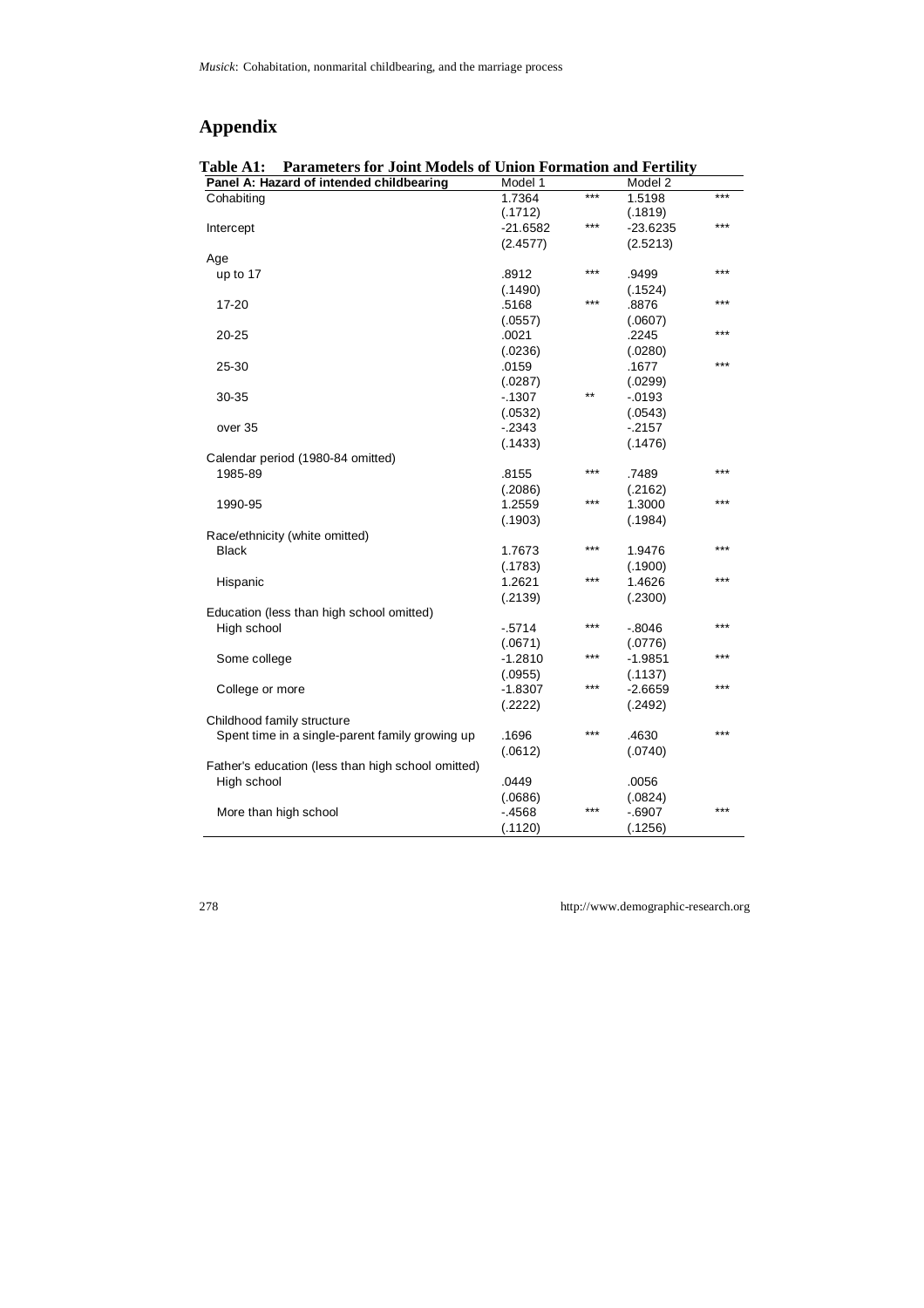## Appendix

**Table A1: Parameters for Joint Models of Union Formation and Fertility**

| Panel A: Hazard of intended childbearing | Model 1 | | Model 2 | |
|---|---|---|---|---|
| Cohabiting | 1.7364 | *** | 1.5198 | *** |
| | (.1712) | | (.1819) | |
| Intercept | -21.6582 | *** | -23.6235 | *** |
| | (2.4577) | | (2.5213) | |
| Age | | | | |
| up to 17 | .8912 | *** | .9499 | *** |
| | (.1490) | | (.1524) | |
| 17-20 | .5168 | *** | .8876 | *** |
| | (.0557) | | (.0607) | |
| 20-25 | .0021 | | .2245 | *** |
| | (.0236) | | (.0280) | |
| 25-30 | .0159 | | .1677 | *** |
| | (.0287) | | (.0299) | |
| 30-35 | -.1307 | ** | -.0193 | |
| | (.0532) | | (.0543) | |
| over 35 | -.2343 | | -.2157 | |
| | (.1433) | | (.1476) | |
| Calendar period (1980-84 omitted) | | | | |
| 1985-89 | .8155 | *** | .7489 | *** |
| | (.2086) | | (.2162) | |
| 1990-95 | 1.2559 | *** | 1.3000 | *** |
| | (.1903) | | (.1984) | |
| Race/ethnicity (white omitted) | | | | |
| Black | 1.7673 | *** | 1.9476 | *** |
| | (.1783) | | (.1900) | |
| Hispanic | 1.2621 | *** | 1.4626 | *** |
| | (.2139) | | (.2300) | |
| Education (less than high school omitted) | | | | |
| High school | -.5714 | *** | -.8046 | *** |
| | (.0671) | | (.0776) | |
| Some college | -1.2810 | *** | -1.9851 | *** |
| | (.0955) | | (.1137) | |
| College or more | -1.8307 | *** | -2.6659 | *** |
| | (.2222) | | (.2492) | |
| Childhood family structure | | | | |
| Spent time in a single-parent family growing up | .1696 | *** | .4630 | *** |
| | (.0612) | | (.0740) | |
| Father's education (less than high school omitted) | | | | |
| High school | .0449 | | .0056 | |
| | (.0686) | | (.0824) | |
| More than high school | -.4568 | *** | -.6907 | *** |
| | (.1120) | | (.1256) | |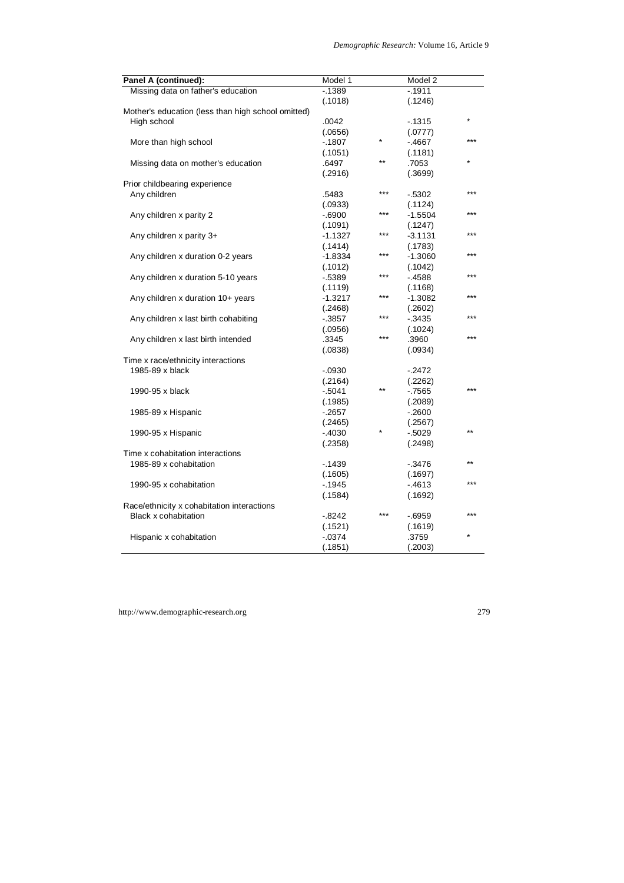| Panel A (continued): | Model 1 | | Model 2 | |
|---|---|---|---|---|
| Missing data on father's education | -.1389 | | -.1911 | |
| | (.1018) | | (.1246) | |
| Mother's education (less than high school omitted) | | | | |
| High school | .0042 | | -.1315 | * |
| | (.0656) | | (.0777) | |
| More than high school | -.1807 | * | -.4667 | *** |
| | (.1051) | | (.1181) | |
| Missing data on mother's education | .6497 | ** | .7053 | * |
| | (.2916) | | (.3699) | |
| Prior childbearing experience | | | | |
| Any children | .5483 | *** | -.5302 | *** |
| | (.0933) | | (.1124) | |
| Any children x parity 2 | -.6900 | *** | -1.5504 | *** |
| | (.1091) | | (.1247) | |
| Any children x parity 3+ | -1.1327 | *** | -3.1131 | *** |
| | (.1414) | | (.1783) | |
| Any children x duration 0-2 years | -1.8334 | *** | -1.3060 | *** |
| | (.1012) | | (.1042) | |
| Any children x duration 5-10 years | -.5389 | *** | -.4588 | *** |
| | (.1119) | | (.1168) | |
| Any children x duration 10+ years | -1.3217 | *** | -1.3082 | *** |
| | (.2468) | | (.2602) | |
| Any children x last birth cohabiting | -.3857 | *** | -.3435 | *** |
| | (.0956) | | (.1024) | |
| Any children x last birth intended | .3345 | *** | .3960 | *** |
| | (.0838) | | (.0934) | |
| Time x race/ethnicity interactions | | | | |
| 1985-89 x black | -.0930 | | -.2472 | |
| | (.2164) | | (.2262) | |
| 1990-95 x black | -.5041 | ** | -.7565 | *** |
| | (.1985) | | (.2089) | |
| 1985-89 x Hispanic | -.2657 | | -.2600 | |
| | (.2465) | | (.2567) | |
| 1990-95 x Hispanic | -.4030 | * | -.5029 | ** |
| | (.2358) | | (.2498) | |
| Time x cohabitation interactions | | | | |
| 1985-89 x cohabitation | -.1439 | | -.3476 | ** |
| | (.1605) | | (.1697) | |
| 1990-95 x cohabitation | -.1945 | | -.4613 | *** |
| | (.1584) | | (.1692) | |
| Race/ethnicity x cohabitation interactions | | | | |
| Black x cohabitation | -.8242 | *** | -.6959 | *** |
| | (.1521) | | (.1619) | |
| Hispanic x cohabitation | -.0374 | | .3759 | * |
| | (.1851) | | (.2003) | |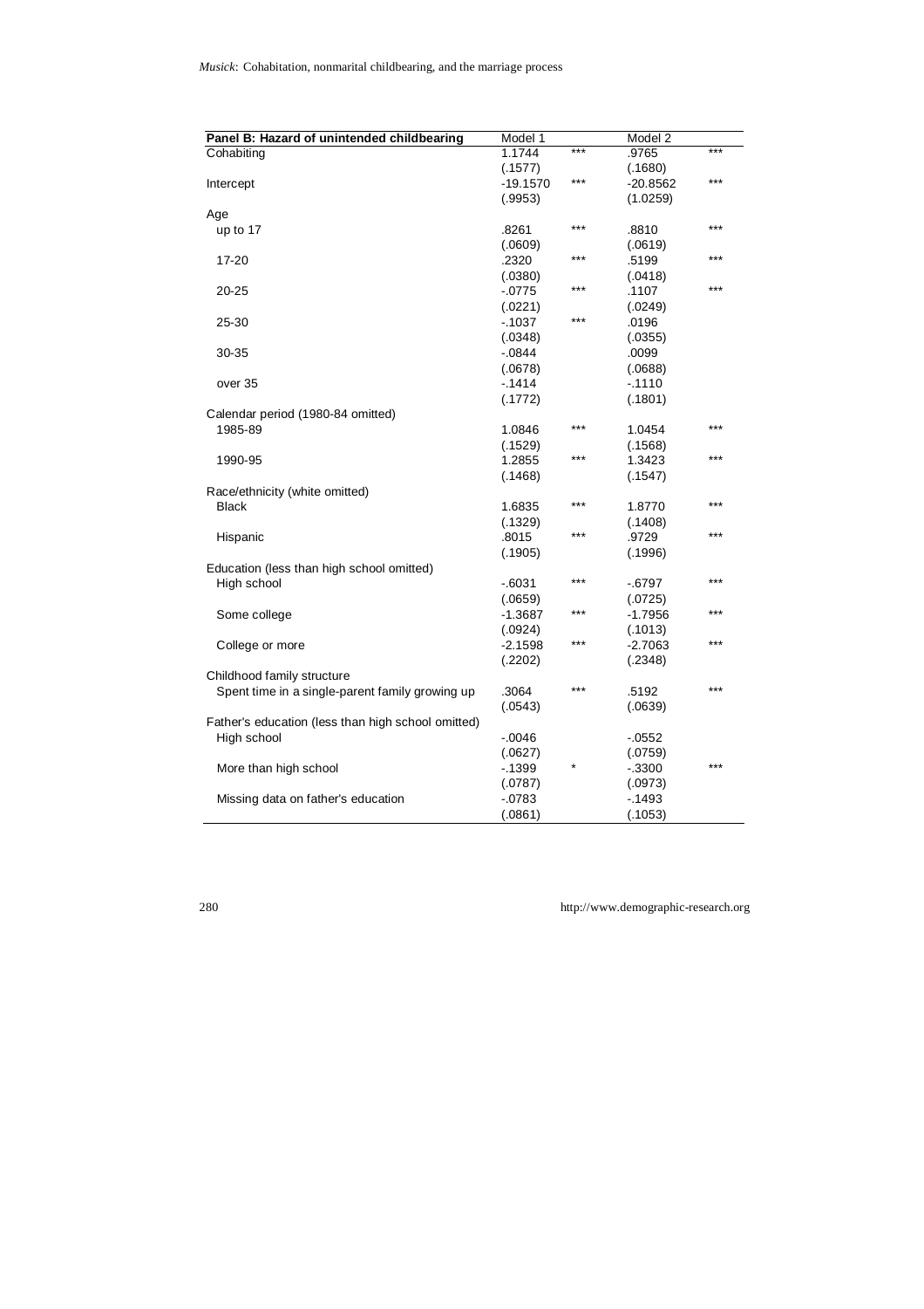| Panel B: Hazard of unintended childbearing | Model 1 | | Model 2 | |
|---|---|---|---|---|
| Cohabiting | 1.1744 | *** | .9765 | *** |
| | (.1577) | | (.1680) | |
| Intercept | -19.1570 | *** | -20.8562 | *** |
| | (.9953) | | (1.0259) | |
| Age | | | | |
| up to 17 | .8261 | *** | .8810 | *** |
| | (.0609) | | (.0619) | |
| 17-20 | .2320 | *** | .5199 | *** |
| | (.0380) | | (.0418) | |
| 20-25 | -.0775 | *** | .1107 | *** |
| | (.0221) | | (.0249) | |
| 25-30 | -.1037 | *** | .0196 | |
| | (.0348) | | (.0355) | |
| 30-35 | -.0844 | | .0099 | |
| | (.0678) | | (.0688) | |
| over 35 | -.1414 | | -.1110 | |
| | (.1772) | | (.1801) | |
| Calendar period (1980-84 omitted) | | | | |
| 1985-89 | 1.0846 | *** | 1.0454 | *** |
| | (.1529) | | (.1568) | |
| 1990-95 | 1.2855 | *** | 1.3423 | *** |
| | (.1468) | | (.1547) | |
| Race/ethnicity (white omitted) | | | | |
| Black | 1.6835 | *** | 1.8770 | *** |
| | (.1329) | | (.1408) | |
| Hispanic | .8015 | *** | .9729 | *** |
| | (.1905) | | (.1996) | |
| Education (less than high school omitted) | | | | |
| High school | -.6031 | *** | -.6797 | *** |
| | (.0659) | | (.0725) | |
| Some college | -1.3687 | *** | -1.7956 | *** |
| | (.0924) | | (.1013) | |
| College or more | -2.1598 | *** | -2.7063 | *** |
| | (.2202) | | (.2348) | |
| Childhood family structure | | | | |
| Spent time in a single-parent family growing up | .3064 | *** | .5192 | *** |
| | (.0543) | | (.0639) | |
| Father's education (less than high school omitted) | | | | |
| High school | -.0046 | | -.0552 | |
| | (.0627) | | (.0759) | |
| More than high school | -.1399 | * | -.3300 | *** |
| | (.0787) | | (.0973) | |
| Missing data on father's education | -.0783 | | -.1493 | |
| | (.0861) | | (.1053) | |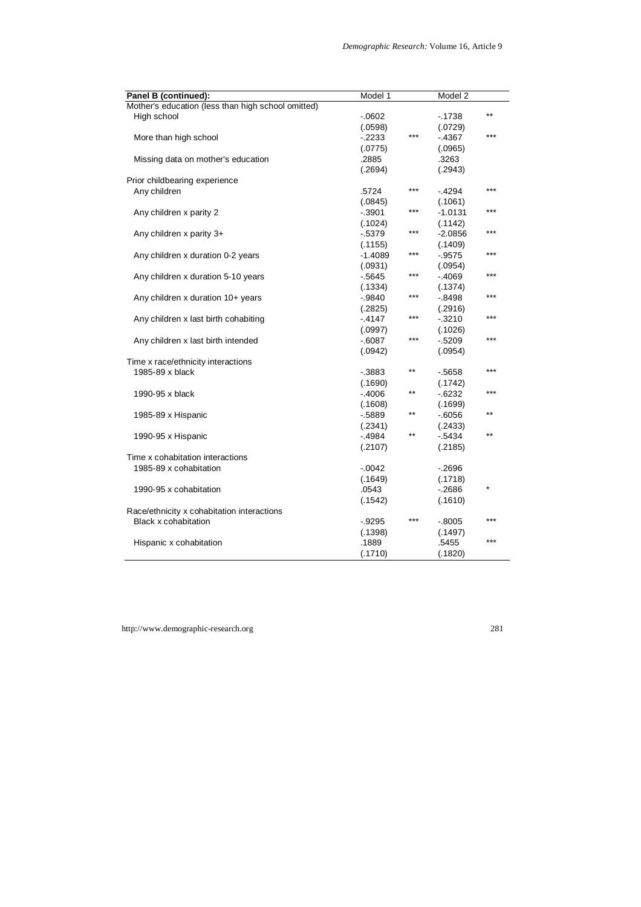| Panel B (continued): | Model 1 | | Model 2 | |
|---|---|---|---|---|
| Mother's education (less than high school omitted) | | | | |
| High school | -.0602 | | -.1738 | ** |
| | (.0598) | | (.0729) | |
| More than high school | -.2233 | *** | -.4367 | *** |
| | (.0775) | | (.0965) | |
| Missing data on mother's education | .2885 | | .3263 | |
| | (.2694) | | (.2943) | |
| Prior childbearing experience | | | | |
| Any children | .5724 | *** | -.4294 | *** |
| | (.0845) | | (.1061) | |
| Any children x parity 2 | -.3901 | *** | -1.0131 | *** |
| | (.1024) | | (.1142) | |
| Any children x parity 3+ | -.5379 | *** | -2.0856 | *** |
| | (.1155) | | (.1409) | |
| Any children x duration 0-2 years | -1.4089 | *** | -.9575 | *** |
| | (.0931) | | (.0954) | |
| Any children x duration 5-10 years | -.5645 | *** | -.4069 | *** |
| | (.1334) | | (.1374) | |
| Any children x duration 10+ years | -.9840 | *** | -.8498 | *** |
| | (.2825) | | (.2916) | |
| Any children x last birth cohabiting | -.4147 | *** | -.3210 | *** |
| | (.0997) | | (.1026) | |
| Any children x last birth intended | -.6087 | *** | -.5209 | *** |
| | (.0942) | | (.0954) | |
| Time x race/ethnicity interactions | | | | |
| 1985-89 x black | -.3883 | ** | -.5658 | *** |
| | (.1690) | | (.1742) | |
| 1990-95 x black | -.4006 | ** | -.6232 | *** |
| | (.1608) | | (.1699) | |
| 1985-89 x Hispanic | -.5889 | ** | -.6056 | ** |
| | (.2341) | | (.2433) | |
| 1990-95 x Hispanic | -.4984 | ** | -.5434 | ** |
| | (.2107) | | (.2185) | |
| Time x cohabitation interactions | | | | |
| 1985-89 x cohabitation | -.0042 | | -.2696 | |
| | (.1649) | | (.1718) | |
| 1990-95 x cohabitation | .0543 | | -.2686 | * |
| | (.1542) | | (.1610) | |
| Race/ethnicity x cohabitation interactions | | | | |
| Black x cohabitation | -.9295 | *** | -.8005 | *** |
| | (.1398) | | (.1497) | |
| Hispanic x cohabitation | .1889 | | .5455 | *** |
| | (.1710) | | (.1820) | |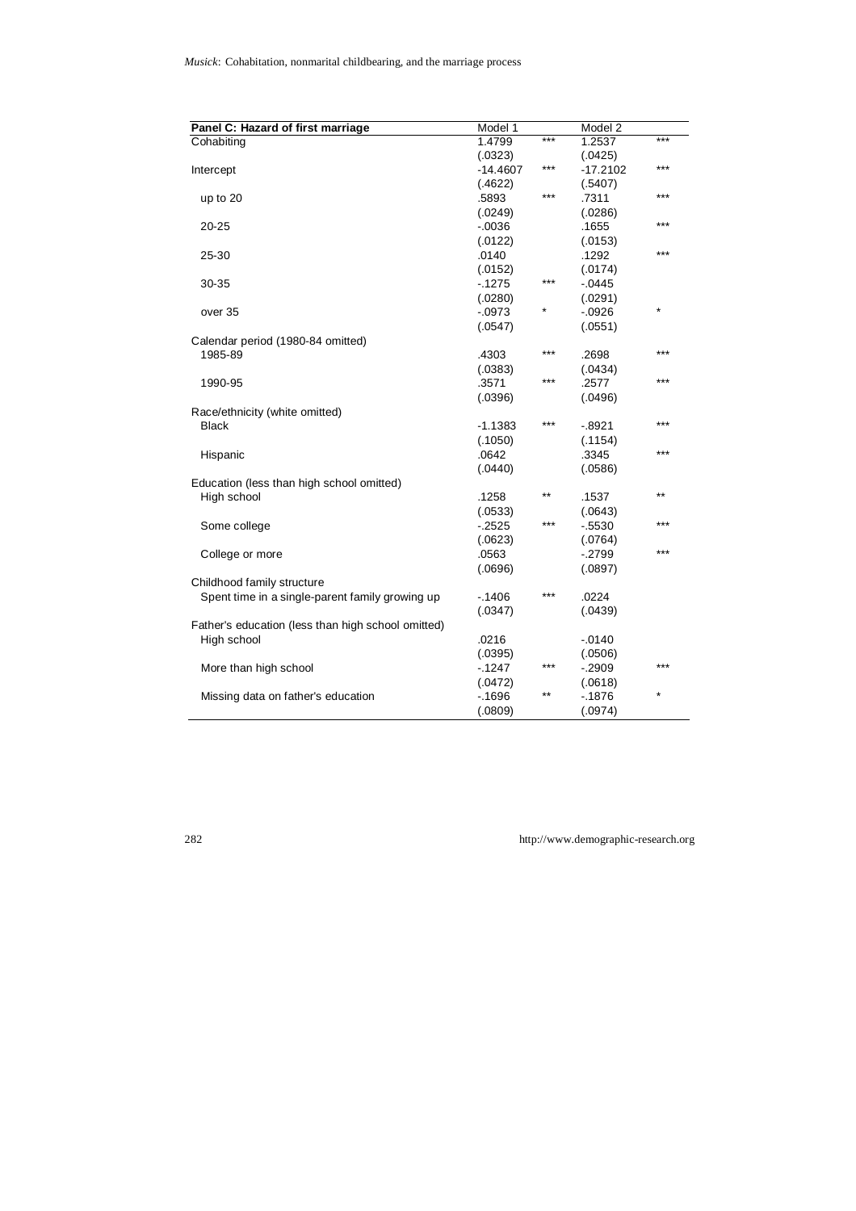| Panel C: Hazard of first marriage | Model 1 | | Model 2 | |
|---|---|---|---|---|
| Cohabiting | 1.4799 | *** | 1.2537 | *** |
| | (.0323) | | (.0425) | |
| Intercept | -14.4607 | *** | -17.2102 | *** |
| | (.4622) | | (.5407) | |
| up to 20 | .5893 | *** | .7311 | *** |
| | (.0249) | | (.0286) | |
| 20-25 | -.0036 | | .1655 | *** |
| | (.0122) | | (.0153) | |
| 25-30 | .0140 | | .1292 | *** |
| | (.0152) | | (.0174) | |
| 30-35 | -.1275 | *** | -.0445 | |
| | (.0280) | | (.0291) | |
| over 35 | -.0973 | * | -.0926 | * |
| | (.0547) | | (.0551) | |
| Calendar period (1980-84 omitted) | | | | |
| 1985-89 | .4303 | *** | .2698 | *** |
| | (.0383) | | (.0434) | |
| 1990-95 | .3571 | *** | .2577 | *** |
| | (.0396) | | (.0496) | |
| Race/ethnicity (white omitted) | | | | |
| Black | -1.1383 | *** | -.8921 | *** |
| | (.1050) | | (.1154) | |
| Hispanic | .0642 | | .3345 | *** |
| | (.0440) | | (.0586) | |
| Education (less than high school omitted) | | | | |
| High school | .1258 | ** | .1537 | ** |
| | (.0533) | | (.0643) | |
| Some college | -.2525 | *** | -.5530 | *** |
| | (.0623) | | (.0764) | |
| College or more | .0563 | | -.2799 | *** |
| | (.0696) | | (.0897) | |
| Childhood family structure | | | | |
| Spent time in a single-parent family growing up | -.1406 | *** | .0224 | |
| | (.0347) | | (.0439) | |
| Father's education (less than high school omitted) | | | | |
| High school | .0216 | | -.0140 | |
| | (.0395) | | (.0506) | |
| More than high school | -.1247 | *** | -.2909 | *** |
| | (.0472) | | (.0618) | |
| Missing data on father's education | -.1696 | ** | -.1876 | * |
| | (.0809) | | (.0974) | |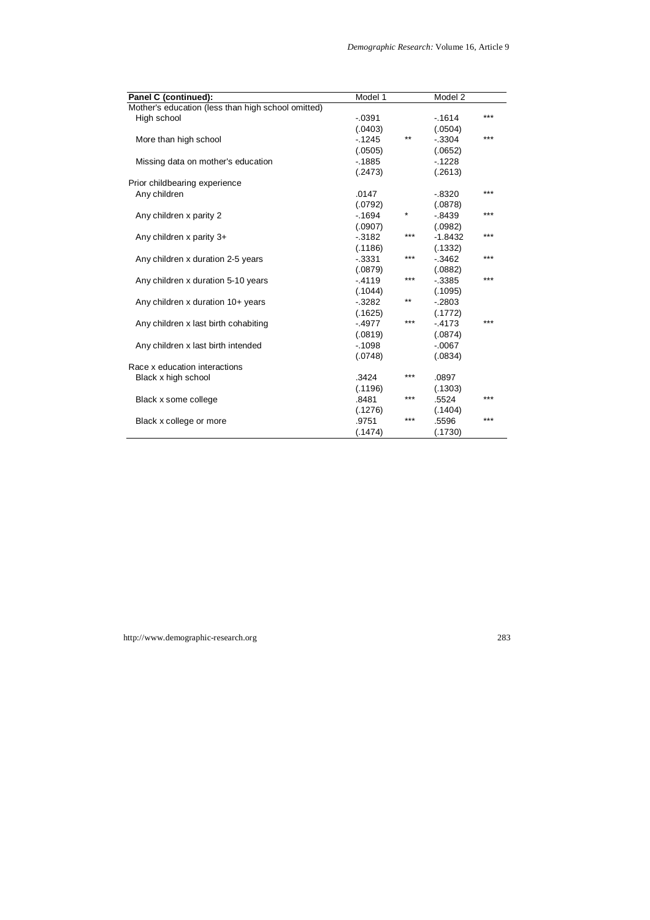| Panel C (continued): | Model 1 | | Model 2 | |
|---|---|---|---|---|
| Mother's education (less than high school omitted) | | | | |
| High school | -.0391 | | -.1614 | *** |
| | (.0403) | | (.0504) | |
| More than high school | -.1245 | ** | -.3304 | *** |
| | (.0505) | | (.0652) | |
| Missing data on mother's education | -.1885 | | -.1228 | |
| | (.2473) | | (.2613) | |
| Prior childbearing experience | | | | |
| Any children | .0147 | | -.8320 | *** |
| | (.0792) | | (.0878) | |
| Any children x parity 2 | -.1694 | * | -.8439 | *** |
| | (.0907) | | (.0982) | |
| Any children x parity 3+ | -.3182 | *** | -1.8432 | *** |
| | (.1186) | | (.1332) | |
| Any children x duration 2-5 years | -.3331 | *** | -.3462 | *** |
| | (.0879) | | (.0882) | |
| Any children x duration 5-10 years | -.4119 | *** | -.3385 | *** |
| | (.1044) | | (.1095) | |
| Any children x duration 10+ years | -.3282 | ** | -.2803 | |
| | (.1625) | | (.1772) | |
| Any children x last birth cohabiting | -.4977 | *** | -.4173 | *** |
| | (.0819) | | (.0874) | |
| Any children x last birth intended | -.1098 | | -.0067 | |
| | (.0748) | | (.0834) | |
| Race x education interactions | | | | |
| Black x high school | .3424 | *** | .0897 | |
| | (.1196) | | (.1303) | |
| Black x some college | .8481 | *** | .5524 | *** |
| | (.1276) | | (.1404) | |
| Black x college or more | .9751 | *** | .5596 | *** |
| | (.1474) | | (.1730) | |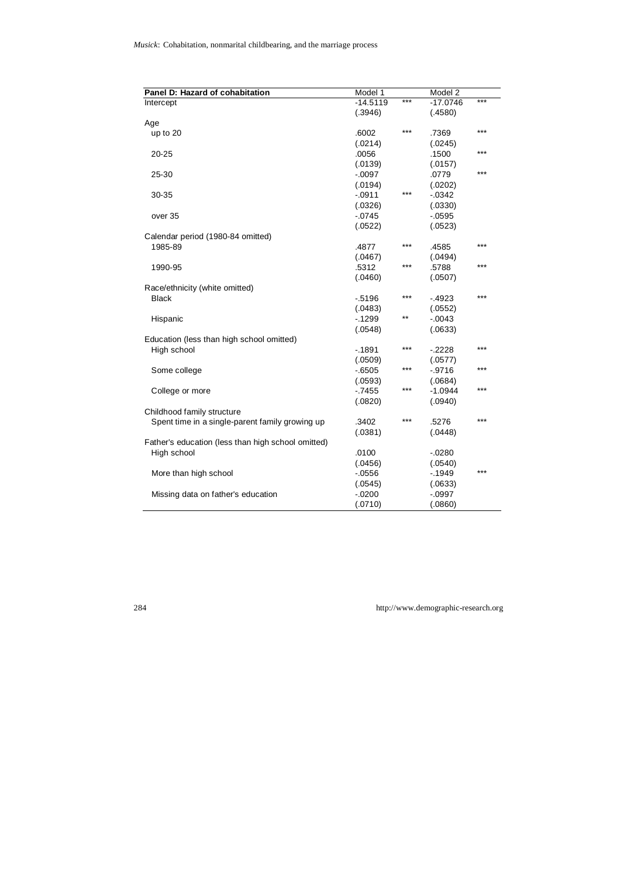| Panel D: Hazard of cohabitation | Model 1 | | Model 2 | |
|---|---|---|---|---|
| Intercept | -14.5119 | *** | -17.0746 | *** |
| | (.3946) | | (.4580) | |
| Age | | | | |
| up to 20 | .6002 | *** | .7369 | *** |
| | (.0214) | | (.0245) | |
| 20-25 | .0056 | | .1500 | *** |
| | (.0139) | | (.0157) | |
| 25-30 | -.0097 | | .0779 | *** |
| | (.0194) | | (.0202) | |
| 30-35 | -.0911 | *** | -.0342 | |
| | (.0326) | | (.0330) | |
| over 35 | -.0745 | | -.0595 | |
| | (.0522) | | (.0523) | |
| Calendar period (1980-84 omitted) | | | | |
| 1985-89 | .4877 | *** | .4585 | *** |
| | (.0467) | | (.0494) | |
| 1990-95 | .5312 | *** | .5788 | *** |
| | (.0460) | | (.0507) | |
| Race/ethnicity (white omitted) | | | | |
| Black | -.5196 | *** | -.4923 | *** |
| | (.0483) | | (.0552) | |
| Hispanic | -.1299 | ** | -.0043 | |
| | (.0548) | | (.0633) | |
| Education (less than high school omitted) | | | | |
| High school | -.1891 | *** | -.2228 | *** |
| | (.0509) | | (.0577) | |
| Some college | -.6505 | *** | -.9716 | *** |
| | (.0593) | | (.0684) | |
| College or more | -.7455 | *** | -1.0944 | *** |
| | (.0820) | | (.0940) | |
| Childhood family structure | | | | |
| Spent time in a single-parent family growing up | .3402 | *** | .5276 | *** |
| | (.0381) | | (.0448) | |
| Father's education (less than high school omitted) | | | | |
| High school | .0100 | | -.0280 | |
| | (.0456) | | (.0540) | |
| More than high school | -.0556 | | -.1949 | *** |
| | (.0545) | | (.0633) | |
| Missing data on father's education | -.0200 | | -.0997 | |
| | (.0710) | | (.0860) | |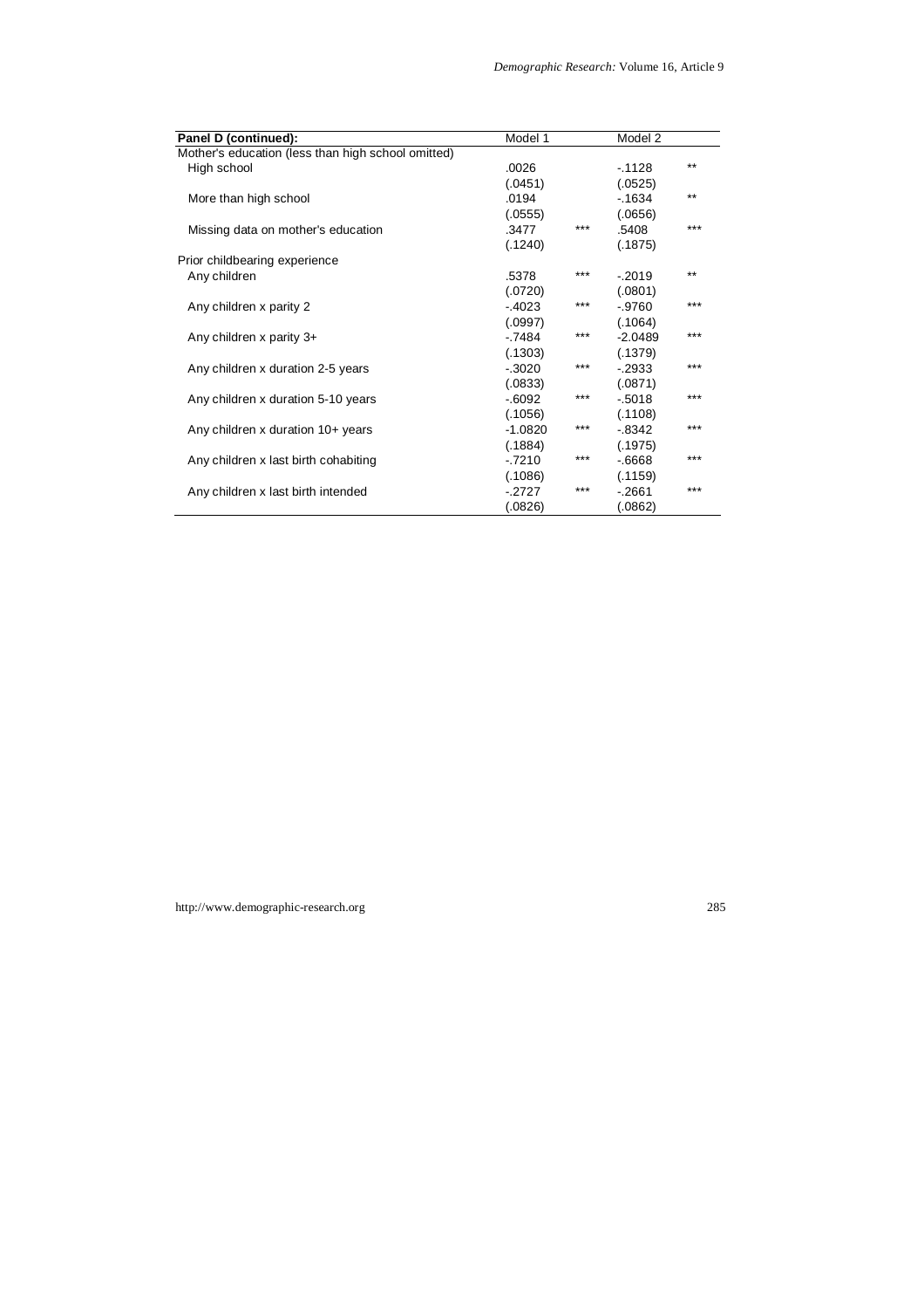| Panel D (continued): | Model 1 | | Model 2 | |
|---|---|---|---|---|
| Mother's education (less than high school omitted) | | | | |
| High school | .0026 | | -.1128 | ** |
| | (.0451) | | (.0525) | |
| More than high school | .0194 | | -.1634 | ** |
| | (.0555) | | (.0656) | |
| Missing data on mother's education | .3477 | *** | .5408 | *** |
| | (.1240) | | (.1875) | |
| Prior childbearing experience | | | | |
| Any children | .5378 | *** | -.2019 | ** |
| | (.0720) | | (.0801) | |
| Any children x parity 2 | -.4023 | *** | -.9760 | *** |
| | (.0997) | | (.1064) | |
| Any children x parity 3+ | -.7484 | *** | -2.0489 | *** |
| | (.1303) | | (.1379) | |
| Any children x duration 2-5 years | -.3020 | *** | -.2933 | *** |
| | (.0833) | | (.0871) | |
| Any children x duration 5-10 years | -.6092 | *** | -.5018 | *** |
| | (.1056) | | (.1108) | |
| Any children x duration 10+ years | -1.0820 | *** | -.8342 | *** |
| | (.1884) | | (.1975) | |
| Any children x last birth cohabiting | -.7210 | *** | -.6668 | *** |
| | (.1086) | | (.1159) | |
| Any children x last birth intended | -.2727 | *** | -.2661 | *** |
| | (.0826) | | (.0862) | |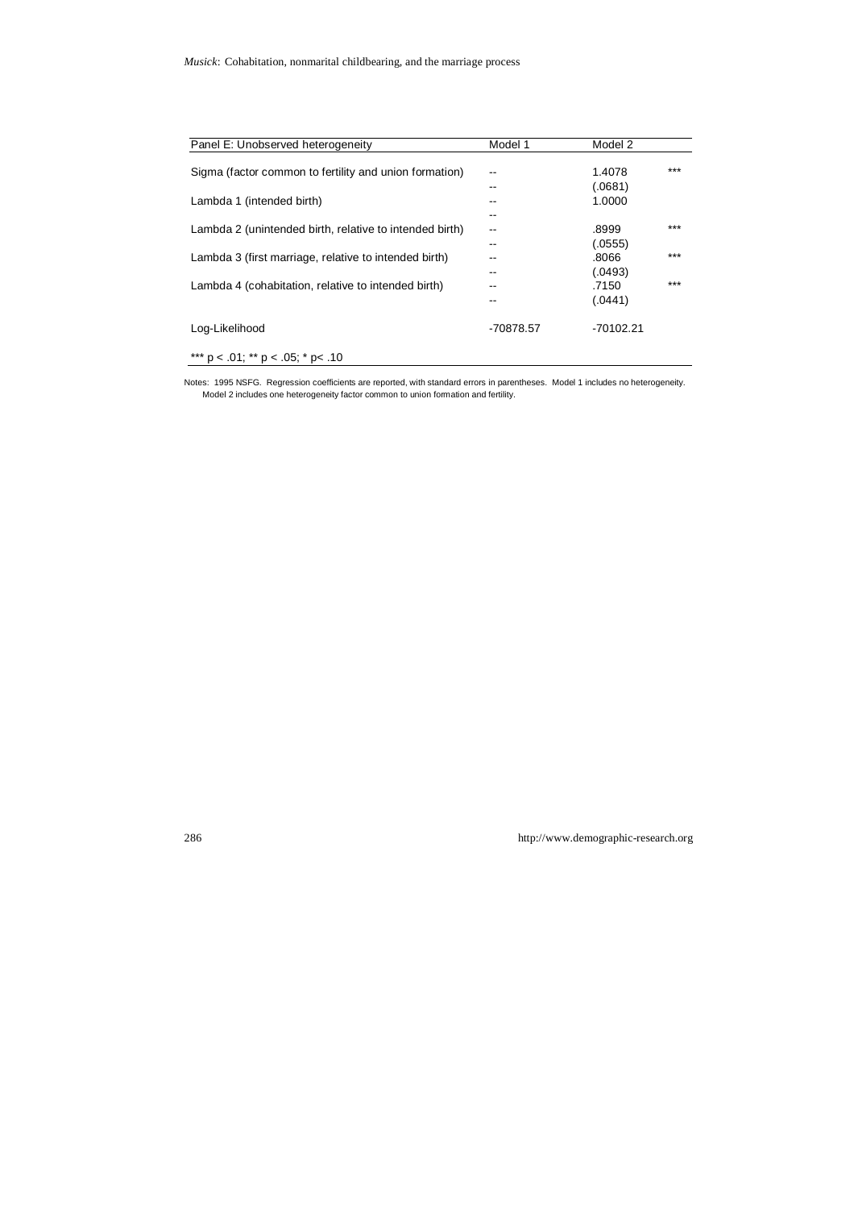| Panel E: Unobserved heterogeneity | Model 1 | Model 2 | |
|---|---|---|---|
| Sigma (factor common to fertility and union formation) | -- | 1.4078 | *** |
| | -- | (.0681) | |
| Lambda 1 (intended birth) | -- | 1.0000 | |
| | -- | | |
| Lambda 2 (unintended birth, relative to intended birth) | -- | .8999 | *** |
| | -- | (.0555) | |
| Lambda 3 (first marriage, relative to intended birth) | -- | .8066 | *** |
| | -- | (.0493) | |
| Lambda 4 (cohabitation, relative to intended birth) | -- | .7150 | *** |
| | -- | (.0441) | |
| Log-Likelihood | -70878.57 | -70102.21 | |

*** p < .01; ** p < .05; * p< .10

Notes: 1995 NSFG. Regression coefficients are reported, with standard errors in parentheses. Model 1 includes no heterogeneity. Model 2 includes one heterogeneity factor common to union formation and fertility.